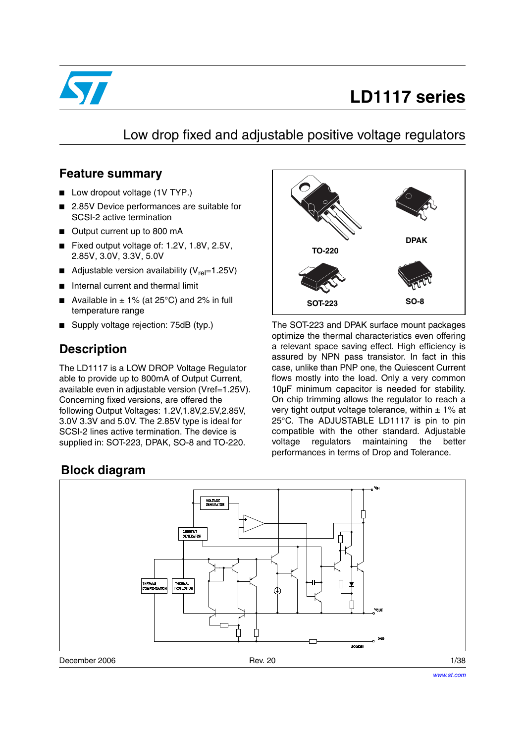# LD1117 series

## Low drop fixed and adjustable positive voltage regulators

## Feature summary

- Low dropout voltage (1V TYP.)
- 2.85V Device performances are suitable for SCSI-2 active termination
- Output current up to 800 mA
- Fixed output voltage of: 1.2V, 1.8V, 2.5V, 2.85V, 3.0V, 3.3V, 5.0V
- Adjustable version availability ($V_{rel}$=1.25V)
- Internal current and thermal limit
- Available in ± 1% (at 25°C) and 2% in full temperature range
- Supply voltage rejection: 75dB (typ.)

TO-220 DPAK SOT-223 SO-8

## Description

The LD1117 is a LOW DROP Voltage Regulator able to provide up to 800mA of Output Current, available even in adjustable version (Vref=1.25V). Concerning fixed versions, are offered the following Output Voltages: 1.2V,1.8V,2.5V,2.85V, 3.0V 3.3V and 5.0V. The 2.85V type is ideal for SCSI-2 lines active termination. The device is supplied in: SOT-223, DPAK, SO-8 and TO-220. The SOT-223 and DPAK surface mount packages optimize the thermal characteristics even offering a relevant space saving effect. High efficiency is assured by NPN pass transistor. In fact in this case, unlike than PNP one, the Quiescent Current flows mostly into the load. Only a very common 10µF minimum capacitor is needed for stability. On chip trimming allows the regulator to reach a very tight output voltage tolerance, within ± 1% at 25°C. The ADJUSTABLE LD1117 is pin to pin compatible with the other standard. Adjustable voltage regulators maintaining the better performances in terms of Drop and Tolerance.

## Block diagram

VOLTAGE GENERATOR, CURRENT GENERATOR, THERMAL COMPENSATION, THERMAL PROTECTION, $V_{IN}$, $V_{OUT}$, GND

SC08281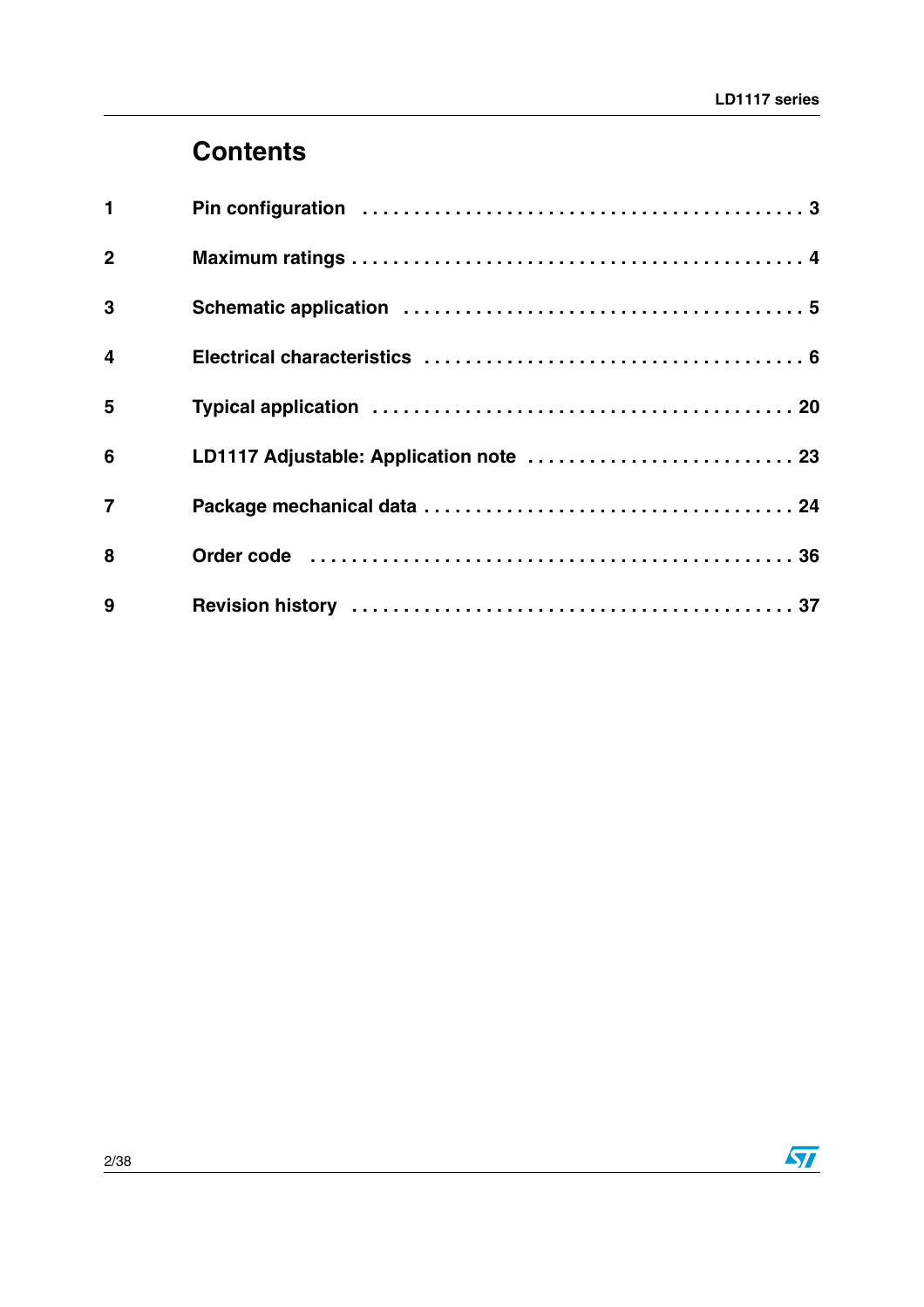# Contents

1 Pin configuration . . . . . . . . . . . . . . . . . . . . . . . . . . . . . . . . . . . . . . . . . . 3

2 Maximum ratings . . . . . . . . . . . . . . . . . . . . . . . . . . . . . . . . . . . . . . . . . . 4

3 Schematic application . . . . . . . . . . . . . . . . . . . . . . . . . . . . . . . . . . . . . 5

4 Electrical characteristics . . . . . . . . . . . . . . . . . . . . . . . . . . . . . . . . . . . 6

5 Typical application . . . . . . . . . . . . . . . . . . . . . . . . . . . . . . . . . . . . . . . 20

6 LD1117 Adjustable: Application note . . . . . . . . . . . . . . . . . . . . . . . . . 23

7 Package mechanical data . . . . . . . . . . . . . . . . . . . . . . . . . . . . . . . . . . 24

8 Order code . . . . . . . . . . . . . . . . . . . . . . . . . . . . . . . . . . . . . . . . . . . . 36

9 Revision history . . . . . . . . . . . . . . . . . . . . . . . . . . . . . . . . . . . . . . . . 37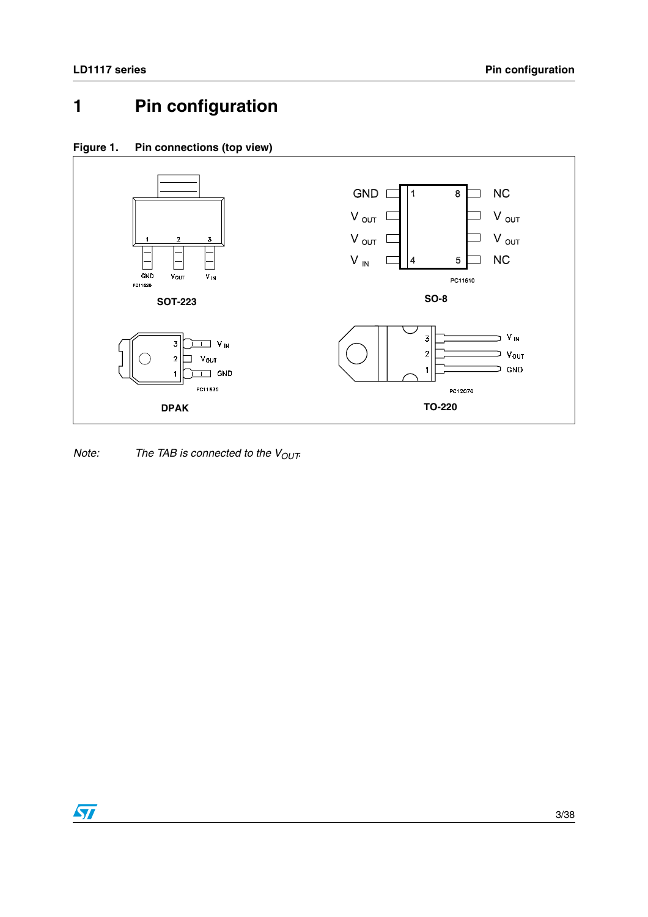# 1 Pin configuration

**Figure 1. Pin connections (top view)**

SOT-223: 1 GND, 2 $V_{OUT}$, 3 $V_{IN}$

SO-8: 1 GND, 2 $V_{OUT}$, 3 $V_{OUT}$, 4 $V_{IN}$, 5 NC, 6 $V_{OUT}$, 7 $V_{OUT}$, 8 NC

DPAK: 1 GND, 2 $V_{OUT}$, 3 $V_{IN}$

TO-220: 1 GND, 2 $V_{OUT}$, 3 $V_{IN}$

*Note: The TAB is connected to the* $V_{OUT}$.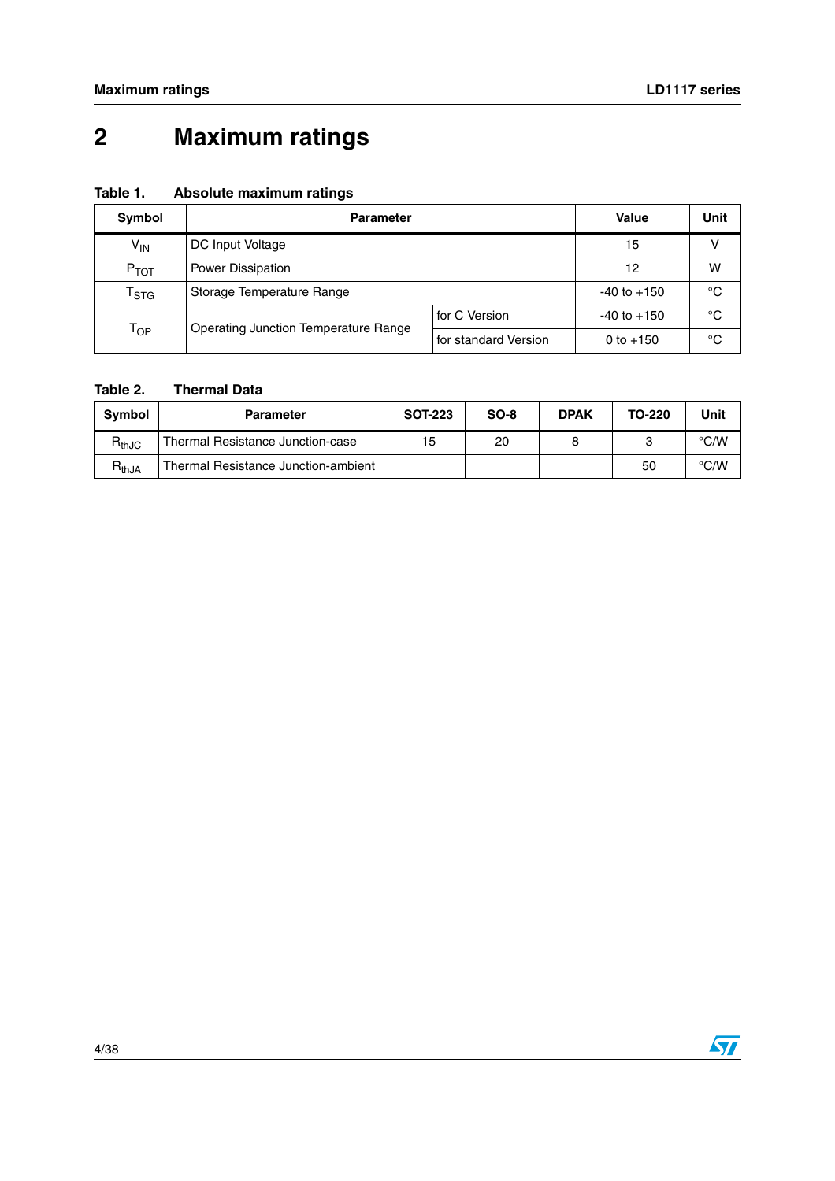# 2 Maximum ratings

**Table 1. Absolute maximum ratings**

| Symbol | Parameter | | Value | Unit |
|---|---|---|---|---|
| $V_{IN}$ | DC Input Voltage | | 15 | V |
| $P_{TOT}$ | Power Dissipation | | 12 | W |
| $T_{STG}$ | Storage Temperature Range | | -40 to +150 | °C |
| $T_{OP}$ | Operating Junction Temperature Range | for C Version | -40 to +150 | °C |
| | | for standard Version | 0 to +150 | °C |

**Table 2. Thermal Data**

| Symbol | Parameter | SOT-223 | SO-8 | DPAK | TO-220 | Unit |
|---|---|---|---|---|---|---|
| $R_{thJC}$ | Thermal Resistance Junction-case | 15 | 20 | 8 | 3 | °C/W |
| $R_{thJA}$ | Thermal Resistance Junction-ambient | | | | 50 | °C/W |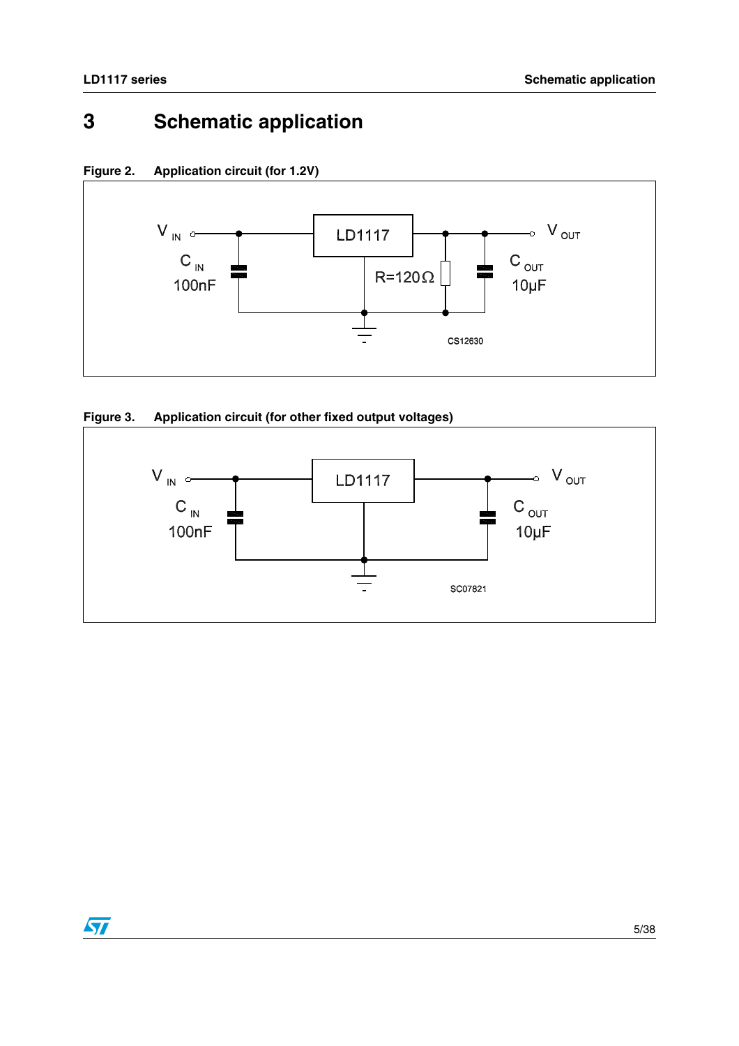# 3 Schematic application

**Figure 2. Application circuit (for 1.2V)**

**Figure 3. Application circuit (for other fixed output voltages)**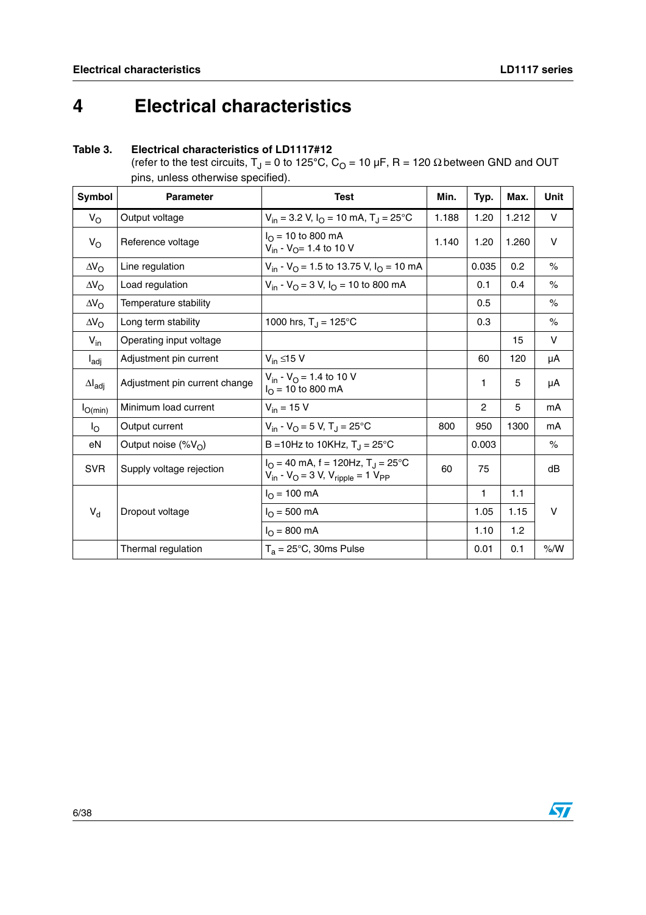# 4 Electrical characteristics

**Table 3. Electrical characteristics of LD1117#12**

(refer to the test circuits, $T_J$ = 0 to 125°C, $C_O$ = 10 µF, R = 120 Ω between GND and OUT pins, unless otherwise specified).

| Symbol | Parameter | Test | Min. | Typ. | Max. | Unit |
|---|---|---|---|---|---|---|
| $V_O$ | Output voltage | $V_{in}$ = 3.2 V, $I_O$ = 10 mA, $T_J$ = 25°C | 1.188 | 1.20 | 1.212 | V |
| $V_O$ | Reference voltage | $I_O$ = 10 to 800 mA<br>$V_{in}$ - $V_O$= 1.4 to 10 V | 1.140 | 1.20 | 1.260 | V |
| $\Delta V_O$ | Line regulation | $V_{in}$ - $V_O$ = 1.5 to 13.75 V, $I_O$ = 10 mA | | 0.035 | 0.2 | % |
| $\Delta V_O$ | Load regulation | $V_{in}$ - $V_O$ = 3 V, $I_O$ = 10 to 800 mA | | 0.1 | 0.4 | % |
| $\Delta V_O$ | Temperature stability | | | 0.5 | | % |
| $\Delta V_O$ | Long term stability | 1000 hrs, $T_J$ = 125°C | | 0.3 | | % |
| $V_{in}$ | Operating input voltage | | | | 15 | V |
| $I_{adj}$ | Adjustment pin current | $V_{in}$ ≤15 V | | 60 | 120 | µA |
| $\Delta I_{adj}$ | Adjustment pin current change | $V_{in}$ - $V_O$ = 1.4 to 10 V<br>$I_O$ = 10 to 800 mA | | 1 | 5 | µA |
| $I_{O(min)}$ | Minimum load current | $V_{in}$ = 15 V | | 2 | 5 | mA |
| $I_O$ | Output current | $V_{in}$ - $V_O$ = 5 V, $T_J$ = 25°C | 800 | 950 | 1300 | mA |
| eN | Output noise (%$V_O$) | B =10Hz to 10KHz, $T_J$ = 25°C | | 0.003 | | % |
| SVR | Supply voltage rejection | $I_O$ = 40 mA, f = 120Hz, $T_J$ = 25°C<br>$V_{in}$ - $V_O$ = 3 V, $V_{ripple}$ = 1 $V_{PP}$ | 60 | 75 | | dB |
| $V_d$ | Dropout voltage | $I_O$ = 100 mA | | 1 | 1.1 | V |
| | | $I_O$ = 500 mA | | 1.05 | 1.15 | |
| | | $I_O$ = 800 mA | | 1.10 | 1.2 | |
| | Thermal regulation | $T_a$ = 25°C, 30ms Pulse | | 0.01 | 0.1 | %/W |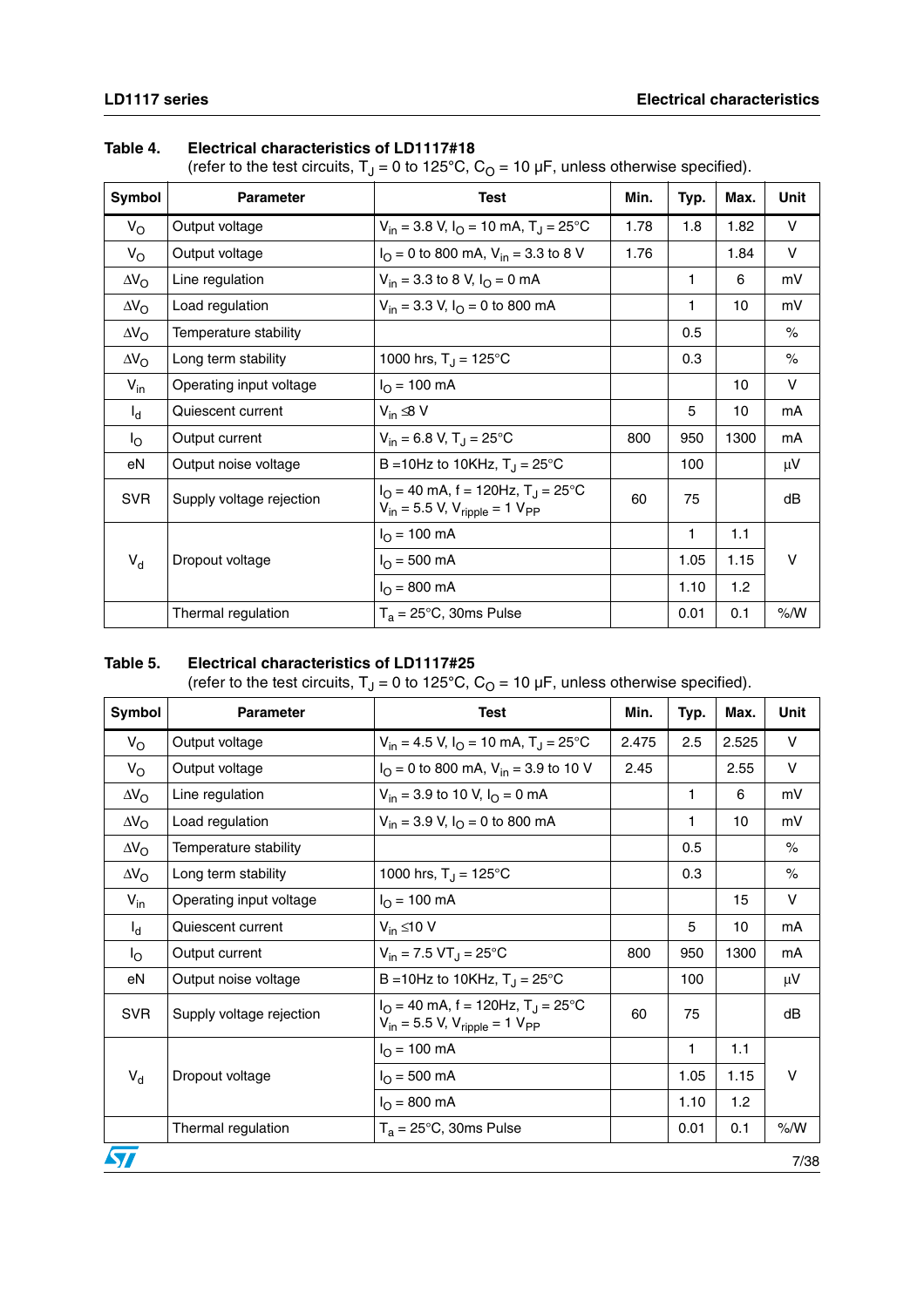**Table 4. Electrical characteristics of LD1117#18**
(refer to the test circuits, $T_J$ = 0 to 125°C, $C_O$ = 10 µF, unless otherwise specified).

| Symbol | Parameter | Test | Min. | Typ. | Max. | Unit |
|---|---|---|---|---|---|---|
| $V_O$ | Output voltage | $V_{in}$ = 3.8 V, $I_O$ = 10 mA, $T_J$ = 25°C | 1.78 | 1.8 | 1.82 | V |
| $V_O$ | Output voltage | $I_O$ = 0 to 800 mA, $V_{in}$ = 3.3 to 8 V | 1.76 | | 1.84 | V |
| $\Delta V_O$ | Line regulation | $V_{in}$ = 3.3 to 8 V, $I_O$ = 0 mA | | 1 | 6 | mV |
| $\Delta V_O$ | Load regulation | $V_{in}$ = 3.3 V, $I_O$ = 0 to 800 mA | | 1 | 10 | mV |
| $\Delta V_O$ | Temperature stability | | | 0.5 | | % |
| $\Delta V_O$ | Long term stability | 1000 hrs, $T_J$ = 125°C | | 0.3 | | % |
| $V_{in}$ | Operating input voltage | $I_O$ = 100 mA | | | 10 | V |
| $I_d$ | Quiescent current | $V_{in}$ ≤ 8 V | | 5 | 10 | mA |
| $I_O$ | Output current | $V_{in}$ = 6.8 V, $T_J$ = 25°C | 800 | 950 | 1300 | mA |
| eN | Output noise voltage | B =10Hz to 10KHz, $T_J$ = 25°C | | 100 | | µV |
| SVR | Supply voltage rejection | $I_O$ = 40 mA, f = 120Hz, $T_J$ = 25°C $V_{in}$ = 5.5 V, $V_{ripple}$ = 1 $V_{PP}$ | 60 | 75 | | dB |
| $V_d$ | Dropout voltage | $I_O$ = 100 mA | | 1 | 1.1 | V |
| | | $I_O$ = 500 mA | | 1.05 | 1.15 | |
| | | $I_O$ = 800 mA | | 1.10 | 1.2 | |
| | Thermal regulation | $T_a$ = 25°C, 30ms Pulse | | 0.01 | 0.1 | %/W |

**Table 5. Electrical characteristics of LD1117#25**
(refer to the test circuits, $T_J$ = 0 to 125°C, $C_O$ = 10 µF, unless otherwise specified).

| Symbol | Parameter | Test | Min. | Typ. | Max. | Unit |
|---|---|---|---|---|---|---|
| $V_O$ | Output voltage | $V_{in}$ = 4.5 V, $I_O$ = 10 mA, $T_J$ = 25°C | 2.475 | 2.5 | 2.525 | V |
| $V_O$ | Output voltage | $I_O$ = 0 to 800 mA, $V_{in}$ = 3.9 to 10 V | 2.45 | | 2.55 | V |
| $\Delta V_O$ | Line regulation | $V_{in}$ = 3.9 to 10 V, $I_O$ = 0 mA | | 1 | 6 | mV |
| $\Delta V_O$ | Load regulation | $V_{in}$ = 3.9 V, $I_O$ = 0 to 800 mA | | 1 | 10 | mV |
| $\Delta V_O$ | Temperature stability | | | 0.5 | | % |
| $\Delta V_O$ | Long term stability | 1000 hrs, $T_J$ = 125°C | | 0.3 | | % |
| $V_{in}$ | Operating input voltage | $I_O$ = 100 mA | | | 15 | V |
| $I_d$ | Quiescent current | $V_{in}$ ≤ 10 V | | 5 | 10 | mA |
| $I_O$ | Output current | $V_{in}$ = 7.5 V$T_J$ = 25°C | 800 | 950 | 1300 | mA |
| eN | Output noise voltage | B =10Hz to 10KHz, $T_J$ = 25°C | | 100 | | µV |
| SVR | Supply voltage rejection | $I_O$ = 40 mA, f = 120Hz, $T_J$ = 25°C $V_{in}$ = 5.5 V, $V_{ripple}$ = 1 $V_{PP}$ | 60 | 75 | | dB |
| $V_d$ | Dropout voltage | $I_O$ = 100 mA | | 1 | 1.1 | V |
| | | $I_O$ = 500 mA | | 1.05 | 1.15 | |
| | | $I_O$ = 800 mA | | 1.10 | 1.2 | |
| | Thermal regulation | $T_a$ = 25°C, 30ms Pulse | | 0.01 | 0.1 | %/W |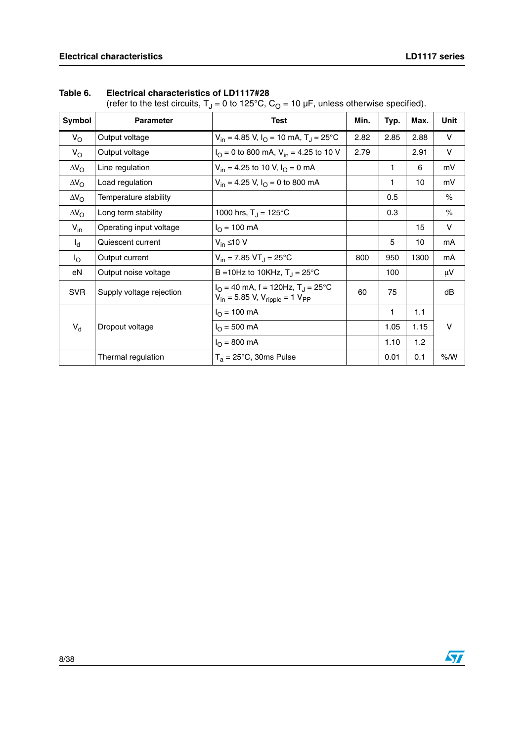**Table 6. Electrical characteristics of LD1117#28**

(refer to the test circuits, $T_J$ = 0 to 125°C, $C_O$ = 10 µF, unless otherwise specified).

| Symbol | Parameter | Test | Min. | Typ. | Max. | Unit |
|---|---|---|---|---|---|---|
| $V_O$ | Output voltage | $V_{in}$ = 4.85 V, $I_O$ = 10 mA, $T_J$ = 25°C | 2.82 | 2.85 | 2.88 | V |
| $V_O$ | Output voltage | $I_O$ = 0 to 800 mA, $V_{in}$ = 4.25 to 10 V | 2.79 | | 2.91 | V |
| $\Delta V_O$ | Line regulation | $V_{in}$ = 4.25 to 10 V, $I_O$ = 0 mA | | 1 | 6 | mV |
| $\Delta V_O$ | Load regulation | $V_{in}$ = 4.25 V, $I_O$ = 0 to 800 mA | | 1 | 10 | mV |
| $\Delta V_O$ | Temperature stability | | | 0.5 | | % |
| $\Delta V_O$ | Long term stability | 1000 hrs, $T_J$ = 125°C | | 0.3 | | % |
| $V_{in}$ | Operating input voltage | $I_O$ = 100 mA | | | 15 | V |
| $I_d$ | Quiescent current | $V_{in}$ ≤10 V | | 5 | 10 | mA |
| $I_O$ | Output current | $V_{in}$ = 7.85 V$T_J$ = 25°C | 800 | 950 | 1300 | mA |
| eN | Output noise voltage | B =10Hz to 10KHz, $T_J$ = 25°C | | 100 | | µV |
| SVR | Supply voltage rejection | $I_O$ = 40 mA, f = 120Hz, $T_J$ = 25°C $V_{in}$ = 5.85 V, $V_{ripple}$ = 1 $V_{PP}$ | 60 | 75 | | dB |
| $V_d$ | Dropout voltage | $I_O$ = 100 mA | | 1 | 1.1 | V |
| | | $I_O$ = 500 mA | | 1.05 | 1.15 | |
| | | $I_O$ = 800 mA | | 1.10 | 1.2 | |
| | Thermal regulation | $T_a$ = 25°C, 30ms Pulse | | 0.01 | 0.1 | %/W |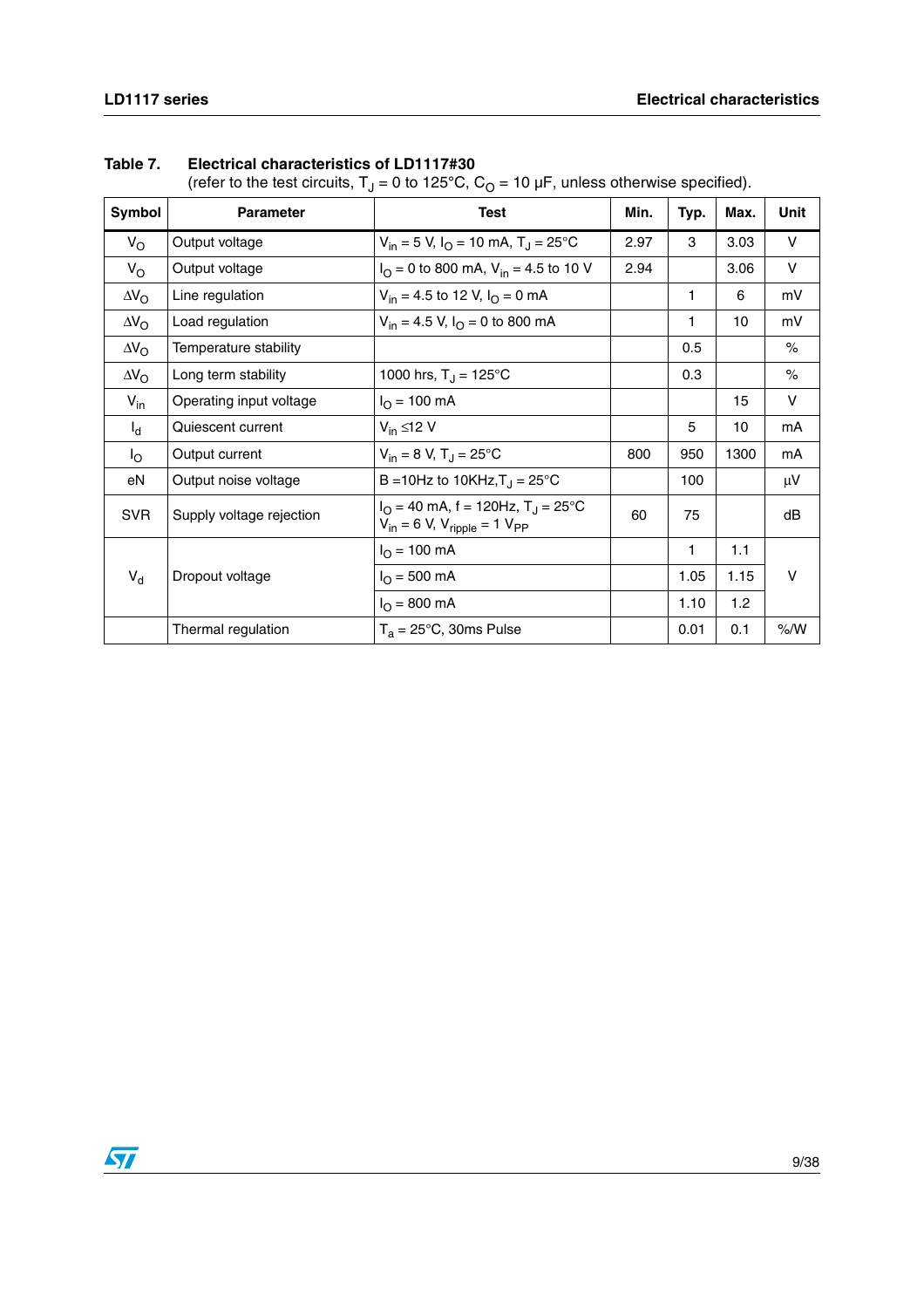**Table 7. Electrical characteristics of LD1117#30**
(refer to the test circuits, $T_J$ = 0 to 125°C, $C_O$ = 10 µF, unless otherwise specified).

| Symbol | Parameter | Test | Min. | Typ. | Max. | Unit |
|---|---|---|---|---|---|---|
| $V_O$ | Output voltage | $V_{in}$ = 5 V, $I_O$ = 10 mA, $T_J$ = 25°C | 2.97 | 3 | 3.03 | V |
| $V_O$ | Output voltage | $I_O$ = 0 to 800 mA, $V_{in}$ = 4.5 to 10 V | 2.94 | | 3.06 | V |
| $\Delta V_O$ | Line regulation | $V_{in}$ = 4.5 to 12 V, $I_O$ = 0 mA | | 1 | 6 | mV |
| $\Delta V_O$ | Load regulation | $V_{in}$ = 4.5 V, $I_O$ = 0 to 800 mA | | 1 | 10 | mV |
| $\Delta V_O$ | Temperature stability | | | 0.5 | | % |
| $\Delta V_O$ | Long term stability | 1000 hrs, $T_J$ = 125°C | | 0.3 | | % |
| $V_{in}$ | Operating input voltage | $I_O$ = 100 mA | | | 15 | V |
| $I_d$ | Quiescent current | $V_{in}$ ≤12 V | | 5 | 10 | mA |
| $I_O$ | Output current | $V_{in}$ = 8 V, $T_J$ = 25°C | 800 | 950 | 1300 | mA |
| eN | Output noise voltage | B =10Hz to 10KHz, $T_J$ = 25°C | | 100 | | µV |
| SVR | Supply voltage rejection | $I_O$ = 40 mA, f = 120Hz, $T_J$ = 25°C $V_{in}$ = 6 V, $V_{ripple}$ = 1 $V_{PP}$ | 60 | 75 | | dB |
| $V_d$ | Dropout voltage | $I_O$ = 100 mA | | 1 | 1.1 | V |
| | | $I_O$ = 500 mA | | 1.05 | 1.15 | |
| | | $I_O$ = 800 mA | | 1.10 | 1.2 | |
| | Thermal regulation | $T_a$ = 25°C, 30ms Pulse | | 0.01 | 0.1 | %/W |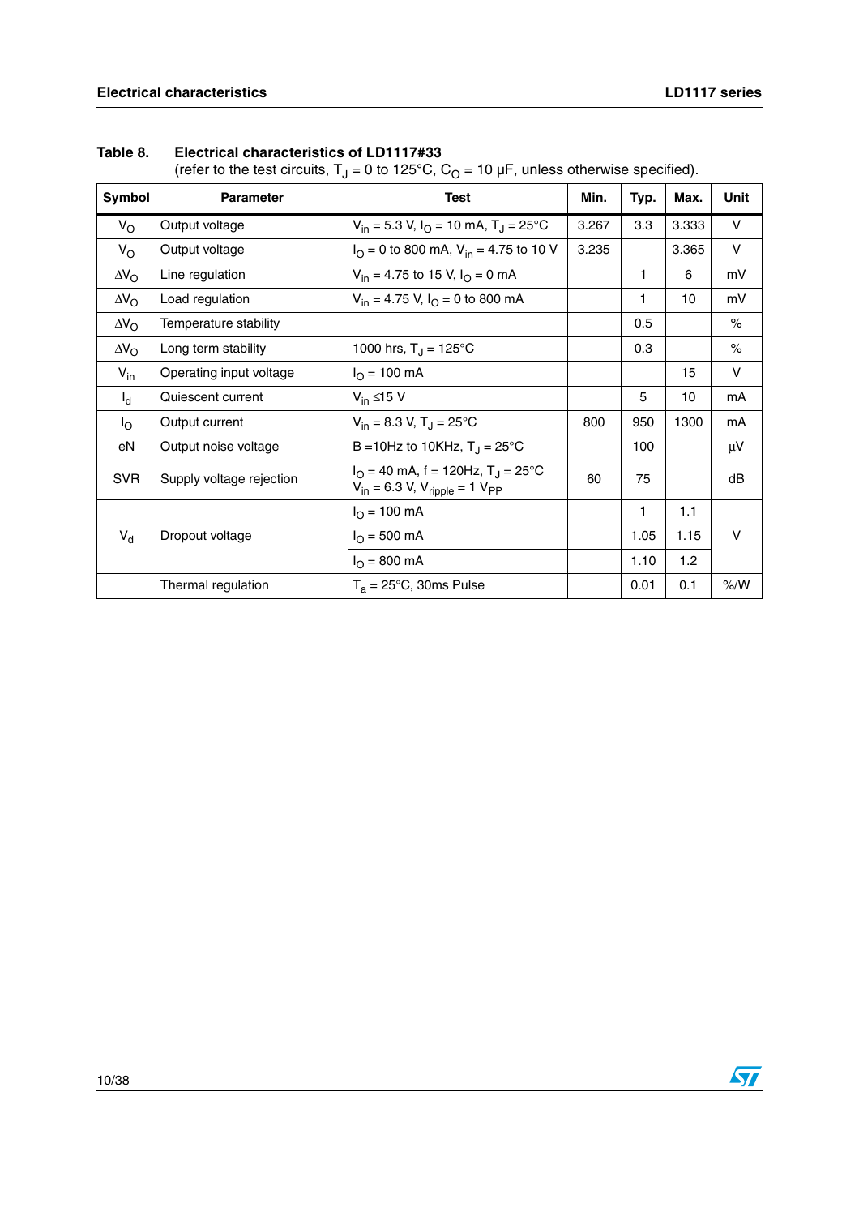**Table 8. Electrical characteristics of LD1117#33**
(refer to the test circuits, $T_J$ = 0 to 125°C, $C_O$ = 10 µF, unless otherwise specified).

| Symbol | Parameter | Test | Min. | Typ. | Max. | Unit |
|---|---|---|---|---|---|---|
| $V_O$ | Output voltage | $V_{in}$ = 5.3 V, $I_O$ = 10 mA, $T_J$ = 25°C | 3.267 | 3.3 | 3.333 | V |
| $V_O$ | Output voltage | $I_O$ = 0 to 800 mA, $V_{in}$ = 4.75 to 10 V | 3.235 | | 3.365 | V |
| $\Delta V_O$ | Line regulation | $V_{in}$ = 4.75 to 15 V, $I_O$ = 0 mA | | 1 | 6 | mV |
| $\Delta V_O$ | Load regulation | $V_{in}$ = 4.75 V, $I_O$ = 0 to 800 mA | | 1 | 10 | mV |
| $\Delta V_O$ | Temperature stability | | | 0.5 | | % |
| $\Delta V_O$ | Long term stability | 1000 hrs, $T_J$ = 125°C | | 0.3 | | % |
| $V_{in}$ | Operating input voltage | $I_O$ = 100 mA | | | 15 | V |
| $I_d$ | Quiescent current | $V_{in}$ ≤15 V | | 5 | 10 | mA |
| $I_O$ | Output current | $V_{in}$ = 8.3 V, $T_J$ = 25°C | 800 | 950 | 1300 | mA |
| eN | Output noise voltage | B =10Hz to 10KHz, $T_J$ = 25°C | | 100 | | µV |
| SVR | Supply voltage rejection | $I_O$ = 40 mA, f = 120Hz, $T_J$ = 25°C $V_{in}$ = 6.3 V, $V_{ripple}$ = 1 $V_{PP}$ | 60 | 75 | | dB |
| $V_d$ | Dropout voltage | $I_O$ = 100 mA | | 1 | 1.1 | V |
| | | $I_O$ = 500 mA | | 1.05 | 1.15 | |
| | | $I_O$ = 800 mA | | 1.10 | 1.2 | |
| | Thermal regulation | $T_a$ = 25°C, 30ms Pulse | | 0.01 | 0.1 | %/W |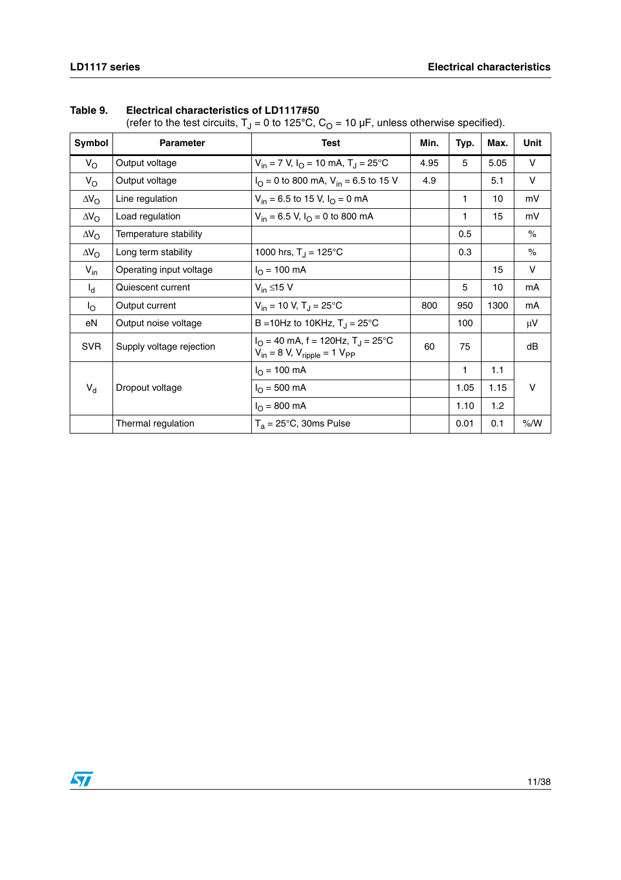**Table 9. Electrical characteristics of LD1117#50**
(refer to the test circuits, $T_J$ = 0 to 125°C, $C_O$ = 10 µF, unless otherwise specified).

| Symbol | Parameter | Test | Min. | Typ. | Max. | Unit |
|---|---|---|---|---|---|---|
| $V_O$ | Output voltage | $V_{in}$ = 7 V, $I_O$ = 10 mA, $T_J$ = 25°C | 4.95 | 5 | 5.05 | V |
| $V_O$ | Output voltage | $I_O$ = 0 to 800 mA, $V_{in}$ = 6.5 to 15 V | 4.9 | | 5.1 | V |
| $\Delta V_O$ | Line regulation | $V_{in}$ = 6.5 to 15 V, $I_O$ = 0 mA | | 1 | 10 | mV |
| $\Delta V_O$ | Load regulation | $V_{in}$ = 6.5 V, $I_O$ = 0 to 800 mA | | 1 | 15 | mV |
| $\Delta V_O$ | Temperature stability | | | 0.5 | | % |
| $\Delta V_O$ | Long term stability | 1000 hrs, $T_J$ = 125°C | | 0.3 | | % |
| $V_{in}$ | Operating input voltage | $I_O$ = 100 mA | | | 15 | V |
| $I_d$ | Quiescent current | $V_{in}$ ≤15 V | | 5 | 10 | mA |
| $I_O$ | Output current | $V_{in}$ = 10 V, $T_J$ = 25°C | 800 | 950 | 1300 | mA |
| eN | Output noise voltage | B =10Hz to 10KHz, $T_J$ = 25°C | | 100 | | µV |
| SVR | Supply voltage rejection | $I_O$ = 40 mA, f = 120Hz, $T_J$ = 25°C $V_{in}$ = 8 V, $V_{ripple}$ = 1 $V_{PP}$ | 60 | 75 | | dB |
| $V_d$ | Dropout voltage | $I_O$ = 100 mA | | 1 | 1.1 | V |
| | | $I_O$ = 500 mA | | 1.05 | 1.15 | |
| | | $I_O$ = 800 mA | | 1.10 | 1.2 | |
| | Thermal regulation | $T_a$ = 25°C, 30ms Pulse | | 0.01 | 0.1 | %/W |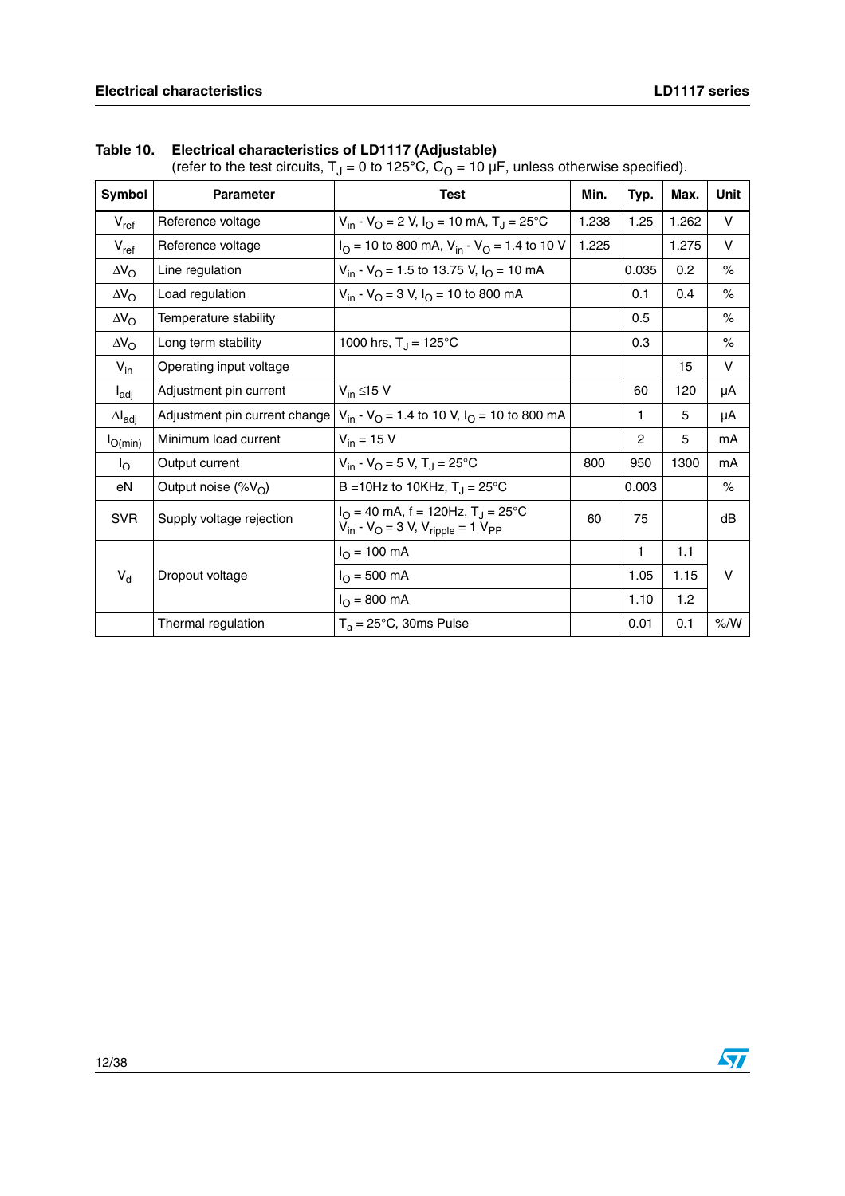**Table 10. Electrical characteristics of LD1117 (Adjustable)**
(refer to the test circuits, $T_J$ = 0 to 125°C, $C_O$ = 10 µF, unless otherwise specified).

| Symbol | Parameter | Test | Min. | Typ. | Max. | Unit |
|---|---|---|---|---|---|---|
| $V_{ref}$ | Reference voltage | $V_{in}$ - $V_O$ = 2 V, $I_O$ = 10 mA, $T_J$ = 25°C | 1.238 | 1.25 | 1.262 | V |
| $V_{ref}$ | Reference voltage | $I_O$ = 10 to 800 mA, $V_{in}$ - $V_O$ = 1.4 to 10 V | 1.225 | | 1.275 | V |
| $\Delta V_O$ | Line regulation | $V_{in}$ - $V_O$ = 1.5 to 13.75 V, $I_O$ = 10 mA | | 0.035 | 0.2 | % |
| $\Delta V_O$ | Load regulation | $V_{in}$ - $V_O$ = 3 V, $I_O$ = 10 to 800 mA | | 0.1 | 0.4 | % |
| $\Delta V_O$ | Temperature stability | | | 0.5 | | % |
| $\Delta V_O$ | Long term stability | 1000 hrs, $T_J$ = 125°C | | 0.3 | | % |
| $V_{in}$ | Operating input voltage | | | | 15 | V |
| $I_{adj}$ | Adjustment pin current | $V_{in}$ ≤15 V | | 60 | 120 | µA |
| $\Delta I_{adj}$ | Adjustment pin current change | $V_{in}$ - $V_O$ = 1.4 to 10 V, $I_O$ = 10 to 800 mA | | 1 | 5 | µA |
| $I_{O(min)}$ | Minimum load current | $V_{in}$ = 15 V | | 2 | 5 | mA |
| $I_O$ | Output current | $V_{in}$ - $V_O$ = 5 V, $T_J$ = 25°C | 800 | 950 | 1300 | mA |
| eN | Output noise (%$V_O$) | B =10Hz to 10KHz, $T_J$ = 25°C | | 0.003 | | % |
| SVR | Supply voltage rejection | $I_O$ = 40 mA, f = 120Hz, $T_J$ = 25°C $V_{in}$ - $V_O$ = 3 V, $V_{ripple}$ = 1 $V_{PP}$ | 60 | 75 | | dB |
| $V_d$ | Dropout voltage | $I_O$ = 100 mA | | 1 | 1.1 | V |
| | | $I_O$ = 500 mA | | 1.05 | 1.15 | |
| | | $I_O$ = 800 mA | | 1.10 | 1.2 | |
| | Thermal regulation | $T_a$ = 25°C, 30ms Pulse | | 0.01 | 0.1 | %/W |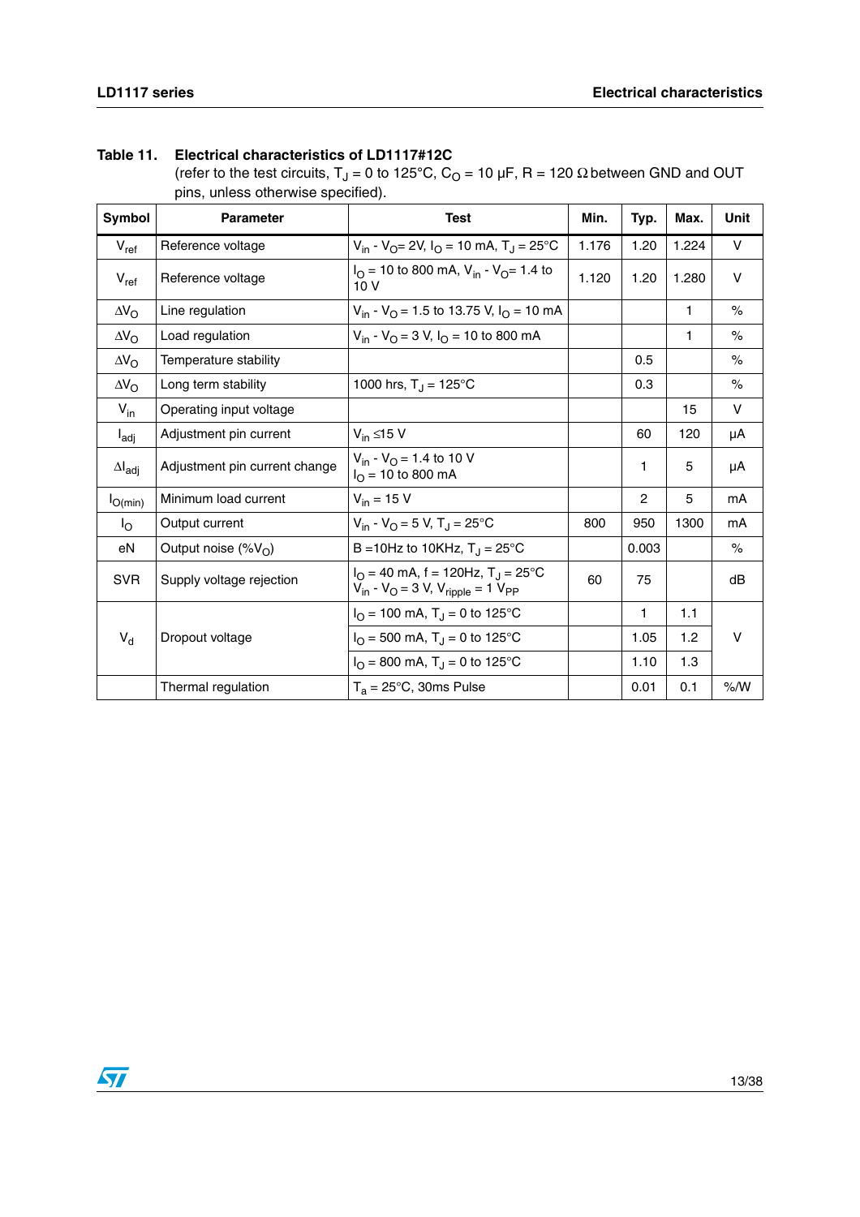**Table 11. Electrical characteristics of LD1117#12C**

(refer to the test circuits, $T_J$ = 0 to 125°C, $C_O$ = 10 µF, R = 120 Ω between GND and OUT pins, unless otherwise specified).

| Symbol | Parameter | Test | Min. | Typ. | Max. | Unit |
|---|---|---|---|---|---|---|
| $V_{ref}$ | Reference voltage | $V_{in}$ - $V_O$= 2V, $I_O$ = 10 mA, $T_J$ = 25°C | 1.176 | 1.20 | 1.224 | V |
| $V_{ref}$ | Reference voltage | $I_O$ = 10 to 800 mA, $V_{in}$ - $V_O$= 1.4 to 10 V | 1.120 | 1.20 | 1.280 | V |
| $\Delta V_O$ | Line regulation | $V_{in}$ - $V_O$ = 1.5 to 13.75 V, $I_O$ = 10 mA | | | 1 | % |
| $\Delta V_O$ | Load regulation | $V_{in}$ - $V_O$ = 3 V, $I_O$ = 10 to 800 mA | | | 1 | % |
| $\Delta V_O$ | Temperature stability | | | 0.5 | | % |
| $\Delta V_O$ | Long term stability | 1000 hrs, $T_J$ = 125°C | | 0.3 | | % |
| $V_{in}$ | Operating input voltage | | | | 15 | V |
| $I_{adj}$ | Adjustment pin current | $V_{in}$ ≤15 V | | 60 | 120 | µA |
| $\Delta I_{adj}$ | Adjustment pin current change | $V_{in}$ - $V_O$ = 1.4 to 10 V<br>$I_O$ = 10 to 800 mA | | 1 | 5 | µA |
| $I_{O(min)}$ | Minimum load current | $V_{in}$ = 15 V | | 2 | 5 | mA |
| $I_O$ | Output current | $V_{in}$ - $V_O$ = 5 V, $T_J$ = 25°C | 800 | 950 | 1300 | mA |
| eN | Output noise (%$V_O$) | B =10Hz to 10KHz, $T_J$ = 25°C | | 0.003 | | % |
| SVR | Supply voltage rejection | $I_O$ = 40 mA, f = 120Hz, $T_J$ = 25°C<br>$V_{in}$ - $V_O$ = 3 V, $V_{ripple}$ = 1 $V_{PP}$ | 60 | 75 | | dB |
| $V_d$ | Dropout voltage | $I_O$ = 100 mA, $T_J$ = 0 to 125°C | | 1 | 1.1 | V |
| | | $I_O$ = 500 mA, $T_J$ = 0 to 125°C | | 1.05 | 1.2 | |
| | | $I_O$ = 800 mA, $T_J$ = 0 to 125°C | | 1.10 | 1.3 | |
| | Thermal regulation | $T_a$ = 25°C, 30ms Pulse | | 0.01 | 0.1 | %/W |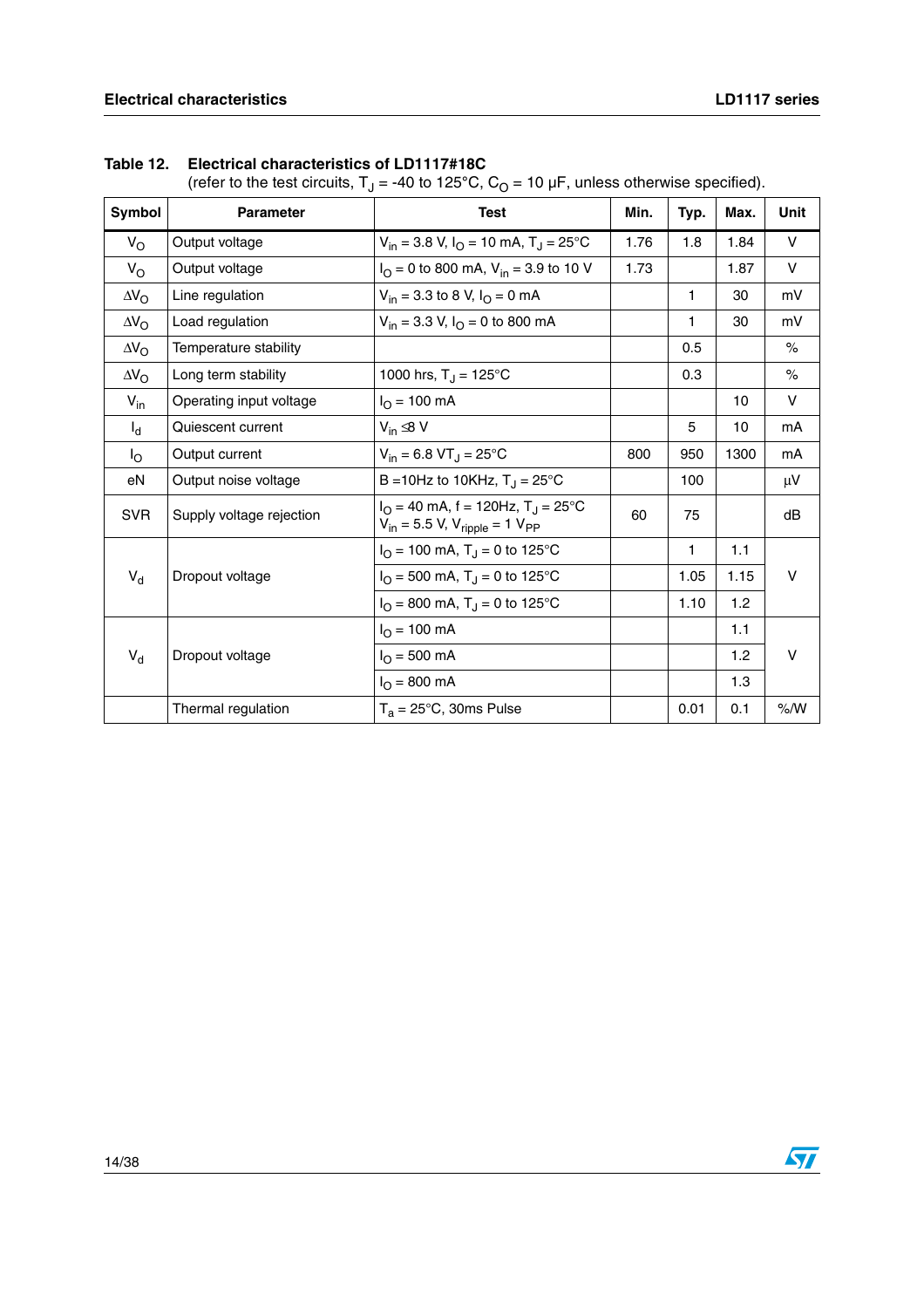**Table 12. Electrical characteristics of LD1117#18C**

(refer to the test circuits, $T_J$ = -40 to 125°C, $C_O$ = 10 µF, unless otherwise specified).

| Symbol | Parameter | Test | Min. | Typ. | Max. | Unit |
|---|---|---|---|---|---|---|
| $V_O$ | Output voltage | $V_{in}$ = 3.8 V, $I_O$ = 10 mA, $T_J$ = 25°C | 1.76 | 1.8 | 1.84 | V |
| $V_O$ | Output voltage | $I_O$ = 0 to 800 mA, $V_{in}$ = 3.9 to 10 V | 1.73 | | 1.87 | V |
| $\Delta V_O$ | Line regulation | $V_{in}$ = 3.3 to 8 V, $I_O$ = 0 mA | | 1 | 30 | mV |
| $\Delta V_O$ | Load regulation | $V_{in}$ = 3.3 V, $I_O$ = 0 to 800 mA | | 1 | 30 | mV |
| $\Delta V_O$ | Temperature stability | | | 0.5 | | % |
| $\Delta V_O$ | Long term stability | 1000 hrs, $T_J$ = 125°C | | 0.3 | | % |
| $V_{in}$ | Operating input voltage | $I_O$ = 100 mA | | | 10 | V |
| $I_d$ | Quiescent current | $V_{in}$ ≤8 V | | 5 | 10 | mA |
| $I_O$ | Output current | $V_{in}$ = 6.8 V$T_J$ = 25°C | 800 | 950 | 1300 | mA |
| eN | Output noise voltage | B =10Hz to 10KHz, $T_J$ = 25°C | | 100 | | µV |
| SVR | Supply voltage rejection | $I_O$ = 40 mA, f = 120Hz, $T_J$ = 25°C $V_{in}$ = 5.5 V, $V_{ripple}$ = 1 $V_{PP}$ | 60 | 75 | | dB |
| $V_d$ | Dropout voltage | $I_O$ = 100 mA, $T_J$ = 0 to 125°C | | 1 | 1.1 | V |
| | | $I_O$ = 500 mA, $T_J$ = 0 to 125°C | | 1.05 | 1.15 | |
| | | $I_O$ = 800 mA, $T_J$ = 0 to 125°C | | 1.10 | 1.2 | |
| $V_d$ | Dropout voltage | $I_O$ = 100 mA | | | 1.1 | V |
| | | $I_O$ = 500 mA | | | 1.2 | |
| | | $I_O$ = 800 mA | | | 1.3 | |
| | Thermal regulation | $T_a$ = 25°C, 30ms Pulse | | 0.01 | 0.1 | %/W |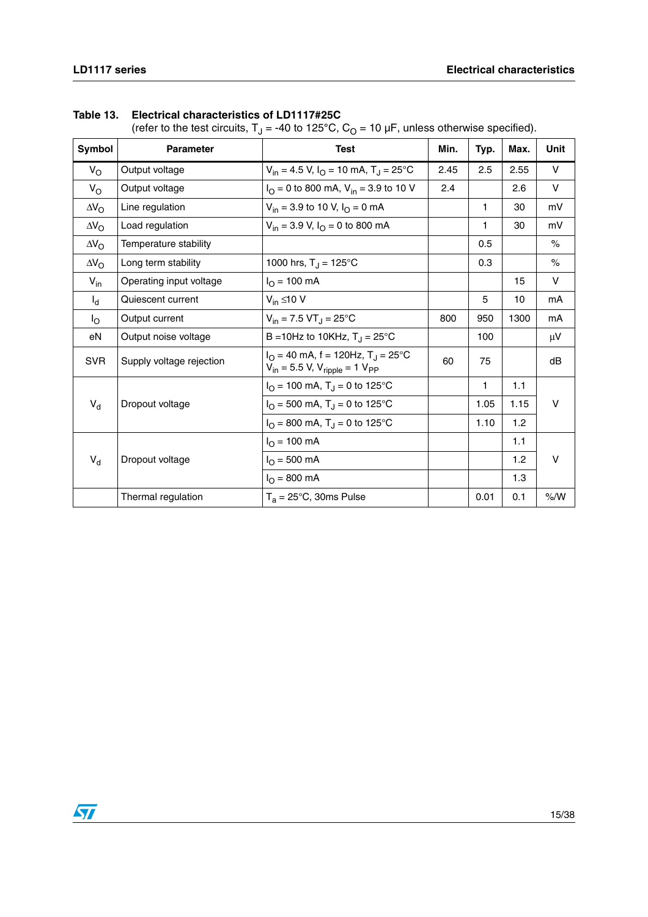**Table 13. Electrical characteristics of LD1117#25C**
(refer to the test circuits, $T_J$ = -40 to 125°C, $C_O$ = 10 µF, unless otherwise specified).

| Symbol | Parameter | Test | Min. | Typ. | Max. | Unit |
|---|---|---|---|---|---|---|
| $V_O$ | Output voltage | $V_{in}$ = 4.5 V, $I_O$ = 10 mA, $T_J$ = 25°C | 2.45 | 2.5 | 2.55 | V |
| $V_O$ | Output voltage | $I_O$ = 0 to 800 mA, $V_{in}$ = 3.9 to 10 V | 2.4 | | 2.6 | V |
| $\Delta V_O$ | Line regulation | $V_{in}$ = 3.9 to 10 V, $I_O$ = 0 mA | | 1 | 30 | mV |
| $\Delta V_O$ | Load regulation | $V_{in}$ = 3.9 V, $I_O$ = 0 to 800 mA | | 1 | 30 | mV |
| $\Delta V_O$ | Temperature stability | | | 0.5 | | % |
| $\Delta V_O$ | Long term stability | 1000 hrs, $T_J$ = 125°C | | 0.3 | | % |
| $V_{in}$ | Operating input voltage | $I_O$ = 100 mA | | | 15 | V |
| $I_d$ | Quiescent current | $V_{in}$ ≤10 V | | 5 | 10 | mA |
| $I_O$ | Output current | $V_{in}$ = 7.5 V$T_J$ = 25°C | 800 | 950 | 1300 | mA |
| eN | Output noise voltage | B =10Hz to 10KHz, $T_J$ = 25°C | | 100 | | µV |
| SVR | Supply voltage rejection | $I_O$ = 40 mA, f = 120Hz, $T_J$ = 25°C $V_{in}$ = 5.5 V, $V_{ripple}$ = 1 $V_{PP}$ | 60 | 75 | | dB |
| $V_d$ | Dropout voltage | $I_O$ = 100 mA, $T_J$ = 0 to 125°C | | 1 | 1.1 | V |
| | | $I_O$ = 500 mA, $T_J$ = 0 to 125°C | | 1.05 | 1.15 | |
| | | $I_O$ = 800 mA, $T_J$ = 0 to 125°C | | 1.10 | 1.2 | |
| $V_d$ | Dropout voltage | $I_O$ = 100 mA | | | 1.1 | V |
| | | $I_O$ = 500 mA | | | 1.2 | |
| | | $I_O$ = 800 mA | | | 1.3 | |
| | Thermal regulation | $T_a$ = 25°C, 30ms Pulse | | 0.01 | 0.1 | %/W |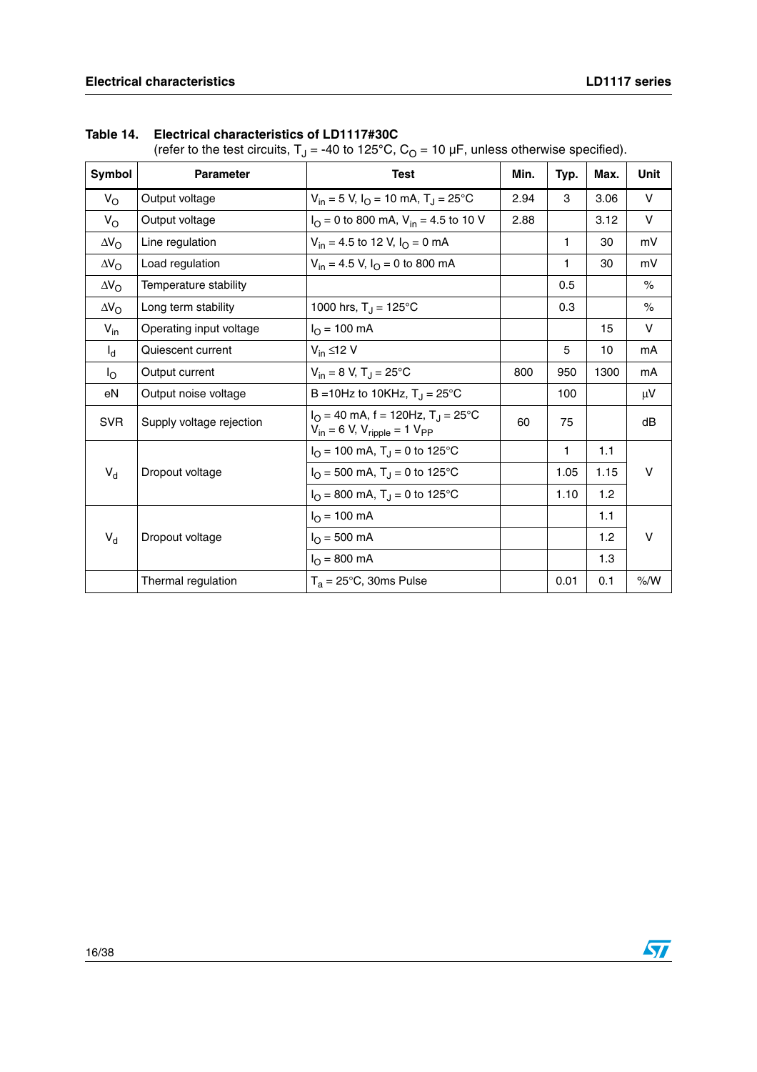**Table 14. Electrical characteristics of LD1117#30C**
(refer to the test circuits, $T_J$ = -40 to 125°C, $C_O$ = 10 µF, unless otherwise specified).

| Symbol | Parameter | Test | Min. | Typ. | Max. | Unit |
|---|---|---|---|---|---|---|
| $V_O$ | Output voltage | $V_{in}$ = 5 V, $I_O$ = 10 mA, $T_J$ = 25°C | 2.94 | 3 | 3.06 | V |
| $V_O$ | Output voltage | $I_O$ = 0 to 800 mA, $V_{in}$ = 4.5 to 10 V | 2.88 | | 3.12 | V |
| $\Delta V_O$ | Line regulation | $V_{in}$ = 4.5 to 12 V, $I_O$ = 0 mA | | 1 | 30 | mV |
| $\Delta V_O$ | Load regulation | $V_{in}$ = 4.5 V, $I_O$ = 0 to 800 mA | | 1 | 30 | mV |
| $\Delta V_O$ | Temperature stability | | | 0.5 | | % |
| $\Delta V_O$ | Long term stability | 1000 hrs, $T_J$ = 125°C | | 0.3 | | % |
| $V_{in}$ | Operating input voltage | $I_O$ = 100 mA | | | 15 | V |
| $I_d$ | Quiescent current | $V_{in}$ ≤12 V | | 5 | 10 | mA |
| $I_O$ | Output current | $V_{in}$ = 8 V, $T_J$ = 25°C | 800 | 950 | 1300 | mA |
| eN | Output noise voltage | B =10Hz to 10KHz, $T_J$ = 25°C | | 100 | | µV |
| SVR | Supply voltage rejection | $I_O$ = 40 mA, f = 120Hz, $T_J$ = 25°C $V_{in}$ = 6 V, $V_{ripple}$ = 1 $V_{PP}$ | 60 | 75 | | dB |
| $V_d$ | Dropout voltage | $I_O$ = 100 mA, $T_J$ = 0 to 125°C | | 1 | 1.1 | V |
| | | $I_O$ = 500 mA, $T_J$ = 0 to 125°C | | 1.05 | 1.15 | |
| | | $I_O$ = 800 mA, $T_J$ = 0 to 125°C | | 1.10 | 1.2 | |
| $V_d$ | Dropout voltage | $I_O$ = 100 mA | | | 1.1 | V |
| | | $I_O$ = 500 mA | | | 1.2 | |
| | | $I_O$ = 800 mA | | | 1.3 | |
| | Thermal regulation | $T_a$ = 25°C, 30ms Pulse | | 0.01 | 0.1 | %/W |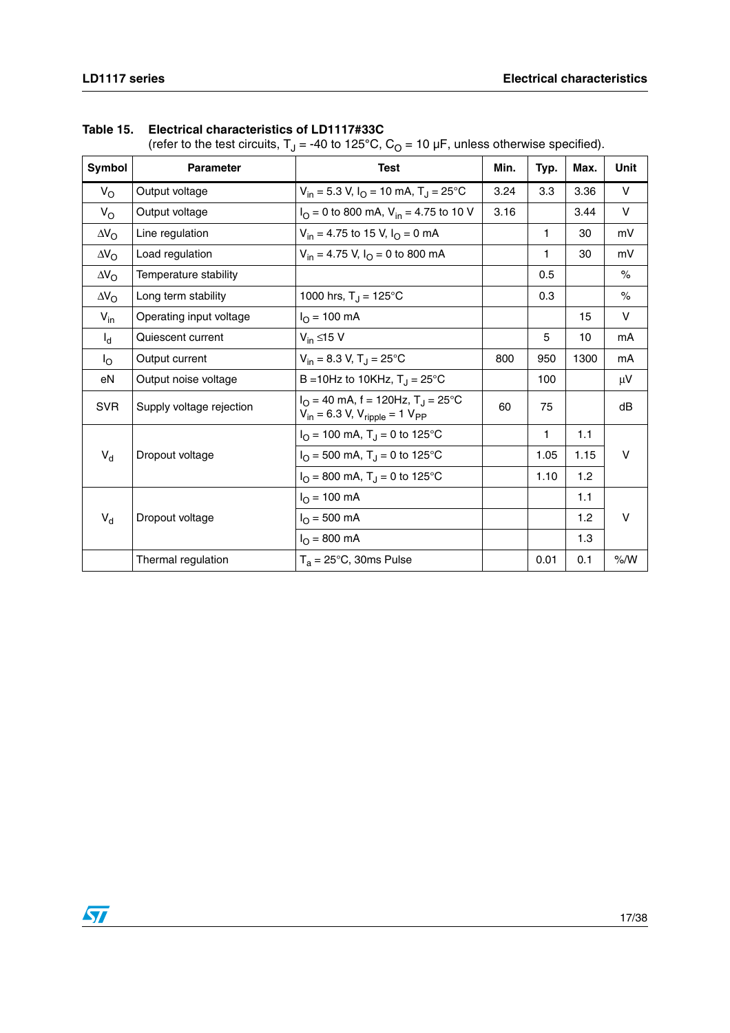**Table 15. Electrical characteristics of LD1117#33C**
(refer to the test circuits, $T_J$ = -40 to 125°C, $C_O$ = 10 µF, unless otherwise specified).

| Symbol | Parameter | Test | Min. | Typ. | Max. | Unit |
|---|---|---|---|---|---|---|
| $V_O$ | Output voltage | $V_{in}$ = 5.3 V, $I_O$ = 10 mA, $T_J$ = 25°C | 3.24 | 3.3 | 3.36 | V |
| $V_O$ | Output voltage | $I_O$ = 0 to 800 mA, $V_{in}$ = 4.75 to 10 V | 3.16 | | 3.44 | V |
| $\Delta V_O$ | Line regulation | $V_{in}$ = 4.75 to 15 V, $I_O$ = 0 mA | | 1 | 30 | mV |
| $\Delta V_O$ | Load regulation | $V_{in}$ = 4.75 V, $I_O$ = 0 to 800 mA | | 1 | 30 | mV |
| $\Delta V_O$ | Temperature stability | | | 0.5 | | % |
| $\Delta V_O$ | Long term stability | 1000 hrs, $T_J$ = 125°C | | 0.3 | | % |
| $V_{in}$ | Operating input voltage | $I_O$ = 100 mA | | | 15 | V |
| $I_d$ | Quiescent current | $V_{in}$ ≤15 V | | 5 | 10 | mA |
| $I_O$ | Output current | $V_{in}$ = 8.3 V, $T_J$ = 25°C | 800 | 950 | 1300 | mA |
| eN | Output noise voltage | B =10Hz to 10KHz, $T_J$ = 25°C | | 100 | | µV |
| SVR | Supply voltage rejection | $I_O$ = 40 mA, f = 120Hz, $T_J$ = 25°C $V_{in}$ = 6.3 V, $V_{ripple}$ = 1 $V_{PP}$ | 60 | 75 | | dB |
| $V_d$ | Dropout voltage | $I_O$ = 100 mA, $T_J$ = 0 to 125°C | | 1 | 1.1 | V |
| | | $I_O$ = 500 mA, $T_J$ = 0 to 125°C | | 1.05 | 1.15 | |
| | | $I_O$ = 800 mA, $T_J$ = 0 to 125°C | | 1.10 | 1.2 | |
| $V_d$ | Dropout voltage | $I_O$ = 100 mA | | | 1.1 | V |
| | | $I_O$ = 500 mA | | | 1.2 | |
| | | $I_O$ = 800 mA | | | 1.3 | |
| | Thermal regulation | $T_a$ = 25°C, 30ms Pulse | | 0.01 | 0.1 | %/W |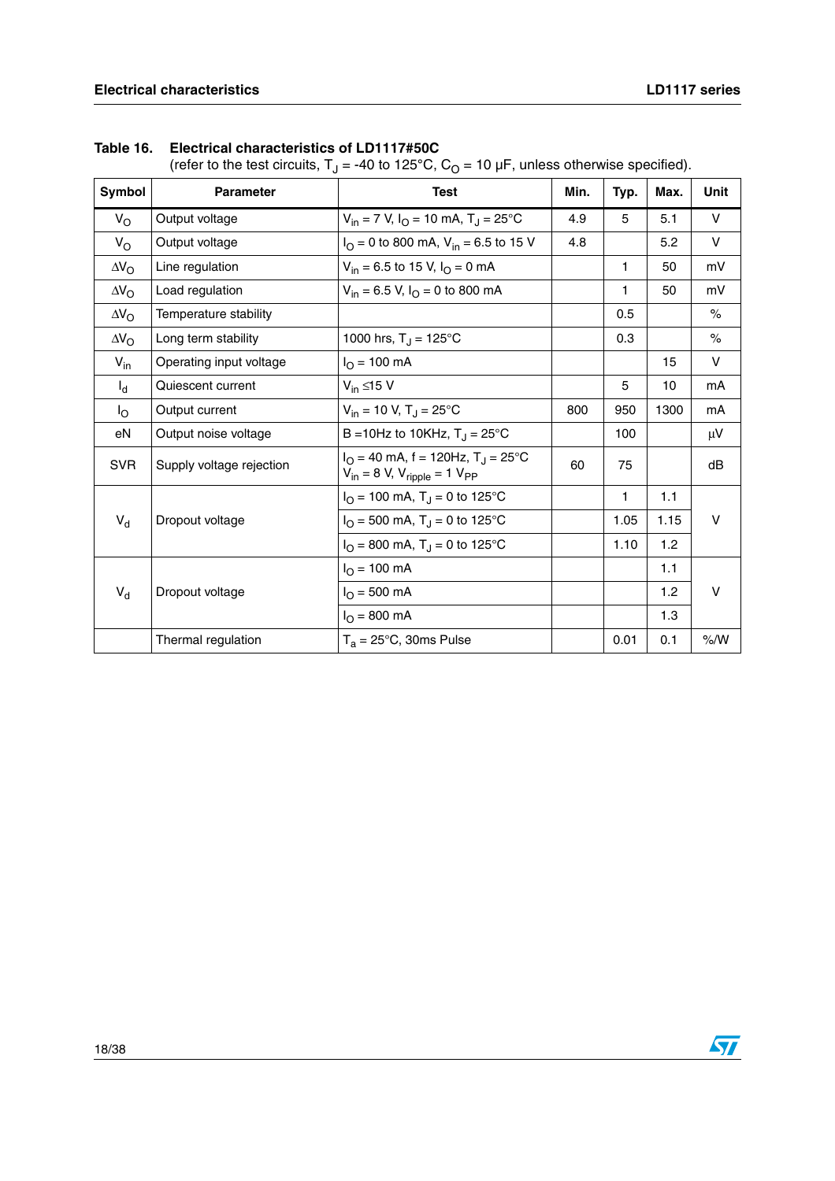**Table 16. Electrical characteristics of LD1117#50C**

(refer to the test circuits, $T_J$ = -40 to 125°C, $C_O$ = 10 µF, unless otherwise specified).

| Symbol | Parameter | Test | Min. | Typ. | Max. | Unit |
|---|---|---|---|---|---|---|
| $V_O$ | Output voltage | $V_{in}$ = 7 V, $I_O$ = 10 mA, $T_J$ = 25°C | 4.9 | 5 | 5.1 | V |
| $V_O$ | Output voltage | $I_O$ = 0 to 800 mA, $V_{in}$ = 6.5 to 15 V | 4.8 | | 5.2 | V |
| $\Delta V_O$ | Line regulation | $V_{in}$ = 6.5 to 15 V, $I_O$ = 0 mA | | 1 | 50 | mV |
| $\Delta V_O$ | Load regulation | $V_{in}$ = 6.5 V, $I_O$ = 0 to 800 mA | | 1 | 50 | mV |
| $\Delta V_O$ | Temperature stability | | | 0.5 | | % |
| $\Delta V_O$ | Long term stability | 1000 hrs, $T_J$ = 125°C | | 0.3 | | % |
| $V_{in}$ | Operating input voltage | $I_O$ = 100 mA | | | 15 | V |
| $I_d$ | Quiescent current | $V_{in}$ ≤15 V | | 5 | 10 | mA |
| $I_O$ | Output current | $V_{in}$ = 10 V, $T_J$ = 25°C | 800 | 950 | 1300 | mA |
| eN | Output noise voltage | B =10Hz to 10KHz, $T_J$ = 25°C | | 100 | | µV |
| SVR | Supply voltage rejection | $I_O$ = 40 mA, f = 120Hz, $T_J$ = 25°C $V_{in}$ = 8 V, $V_{ripple}$ = 1 $V_{PP}$ | 60 | 75 | | dB |
| $V_d$ | Dropout voltage | $I_O$ = 100 mA, $T_J$ = 0 to 125°C | | 1 | 1.1 | V |
| | | $I_O$ = 500 mA, $T_J$ = 0 to 125°C | | 1.05 | 1.15 | |
| | | $I_O$ = 800 mA, $T_J$ = 0 to 125°C | | 1.10 | 1.2 | |
| $V_d$ | Dropout voltage | $I_O$ = 100 mA | | | 1.1 | V |
| | | $I_O$ = 500 mA | | | 1.2 | |
| | | $I_O$ = 800 mA | | | 1.3 | |
| | Thermal regulation | $T_a$ = 25°C, 30ms Pulse | | 0.01 | 0.1 | %/W |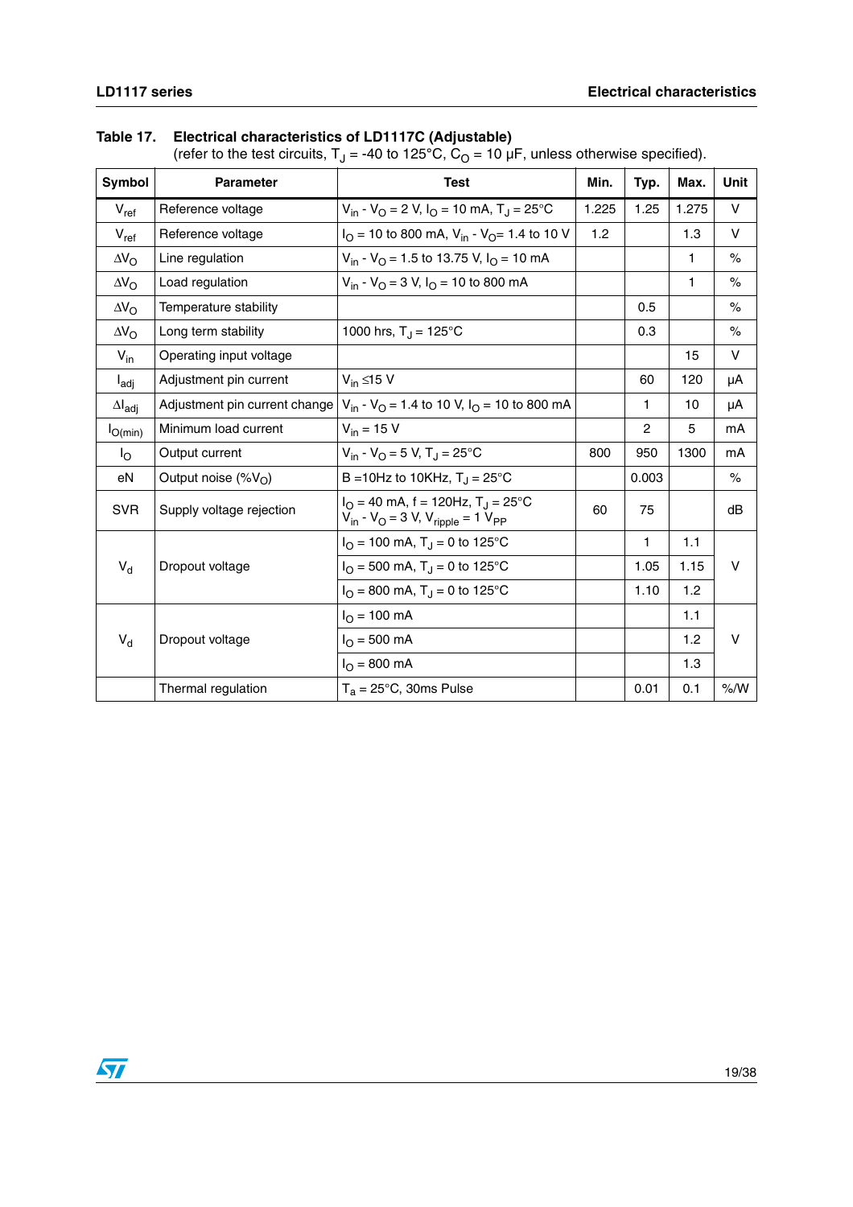**Table 17. Electrical characteristics of LD1117C (Adjustable)**
(refer to the test circuits, $T_J$ = -40 to 125°C, $C_O$ = 10 µF, unless otherwise specified).

| Symbol | Parameter | Test | Min. | Typ. | Max. | Unit |
|---|---|---|---|---|---|---|
| $V_{ref}$ | Reference voltage | $V_{in}$ - $V_O$ = 2 V, $I_O$ = 10 mA, $T_J$ = 25°C | 1.225 | 1.25 | 1.275 | V |
| $V_{ref}$ | Reference voltage | $I_O$ = 10 to 800 mA, $V_{in}$ - $V_O$= 1.4 to 10 V | 1.2 | | 1.3 | V |
| $\Delta V_O$ | Line regulation | $V_{in}$ - $V_O$ = 1.5 to 13.75 V, $I_O$ = 10 mA | | | 1 | % |
| $\Delta V_O$ | Load regulation | $V_{in}$ - $V_O$ = 3 V, $I_O$ = 10 to 800 mA | | | 1 | % |
| $\Delta V_O$ | Temperature stability | | | 0.5 | | % |
| $\Delta V_O$ | Long term stability | 1000 hrs, $T_J$ = 125°C | | 0.3 | | % |
| $V_{in}$ | Operating input voltage | | | | 15 | V |
| $I_{adj}$ | Adjustment pin current | $V_{in}$ ≤15 V | | 60 | 120 | µA |
| $\Delta I_{adj}$ | Adjustment pin current change | $V_{in}$ - $V_O$ = 1.4 to 10 V, $I_O$ = 10 to 800 mA | | 1 | 10 | µA |
| $I_{O(min)}$ | Minimum load current | $V_{in}$ = 15 V | | 2 | 5 | mA |
| $I_O$ | Output current | $V_{in}$ - $V_O$ = 5 V, $T_J$ = 25°C | 800 | 950 | 1300 | mA |
| eN | Output noise (%$V_O$) | B =10Hz to 10KHz, $T_J$ = 25°C | | 0.003 | | % |
| SVR | Supply voltage rejection | $I_O$ = 40 mA, f = 120Hz, $T_J$ = 25°C $V_{in}$ - $V_O$ = 3 V, $V_{ripple}$ = 1 $V_{PP}$ | 60 | 75 | | dB |
| $V_d$ | Dropout voltage | $I_O$ = 100 mA, $T_J$ = 0 to 125°C | | 1 | 1.1 | V |
| | | $I_O$ = 500 mA, $T_J$ = 0 to 125°C | | 1.05 | 1.15 | |
| | | $I_O$ = 800 mA, $T_J$ = 0 to 125°C | | 1.10 | 1.2 | |
| $V_d$ | Dropout voltage | $I_O$ = 100 mA | | | 1.1 | V |
| | | $I_O$ = 500 mA | | | 1.2 | |
| | | $I_O$ = 800 mA | | | 1.3 | |
| | Thermal regulation | $T_a$ = 25°C, 30ms Pulse | | 0.01 | 0.1 | %/W |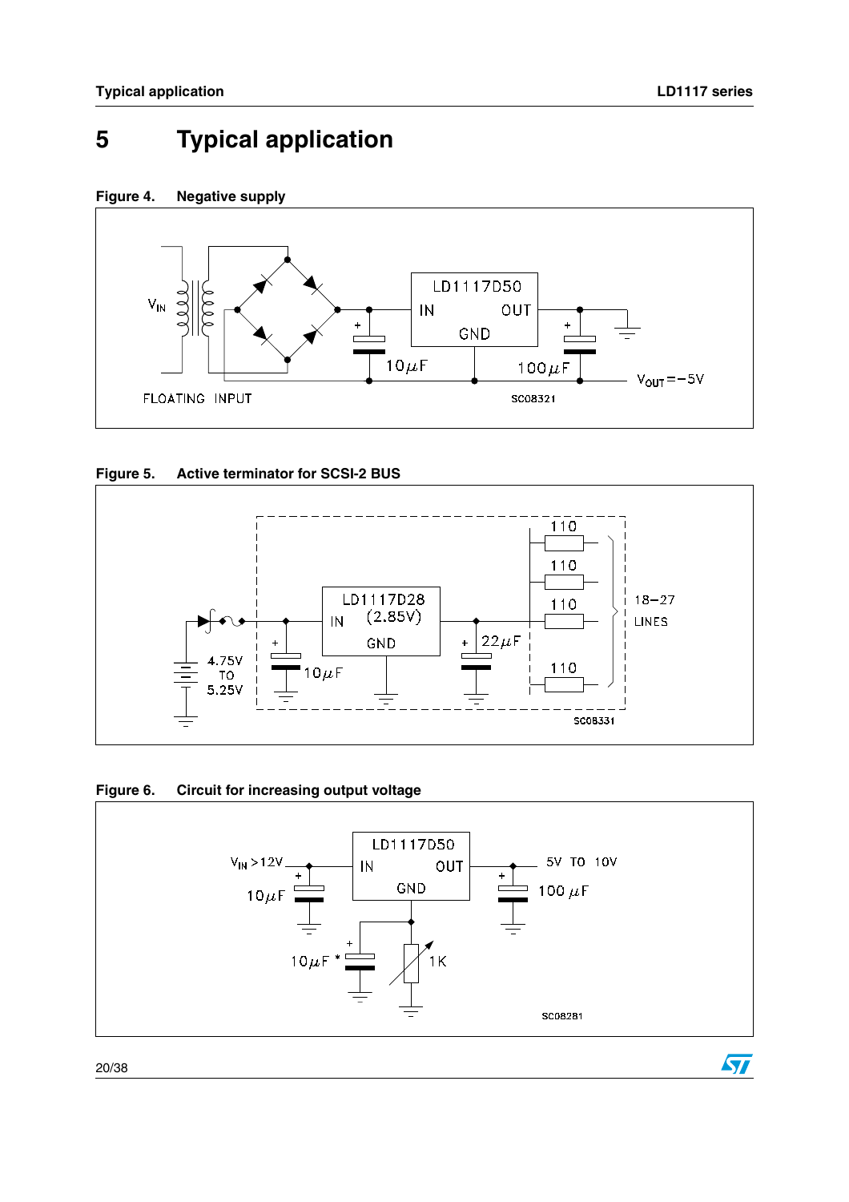# 5 Typical application

**Figure 4. Negative supply**

**Figure 5. Active terminator for SCSI-2 BUS**

**Figure 6. Circuit for increasing output voltage**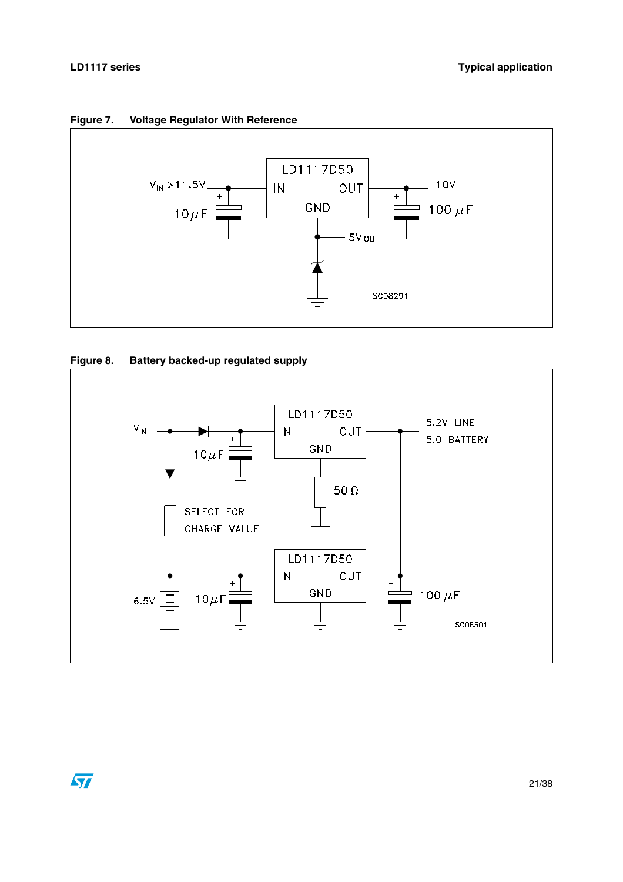**Figure 7. Voltage Regulator With Reference**

**Figure 8. Battery backed-up regulated supply**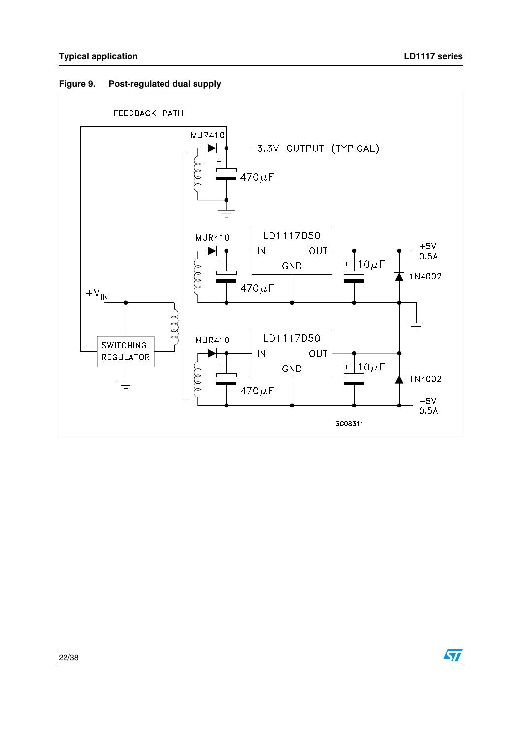**Figure 9. Post-regulated dual supply**

FEEDBACK PATH

MUR410

3.3V OUTPUT (TYPICAL)

470μF

MUR410

LD1117D50

IN OUT

GND

+5V 0.5A

10μF

1N4002

470μF

$+V_{IN}$

SWITCHING REGULATOR

MUR410

LD1117D50

IN OUT

GND

10μF

1N4002

470μF

−5V 0.5A

SC08311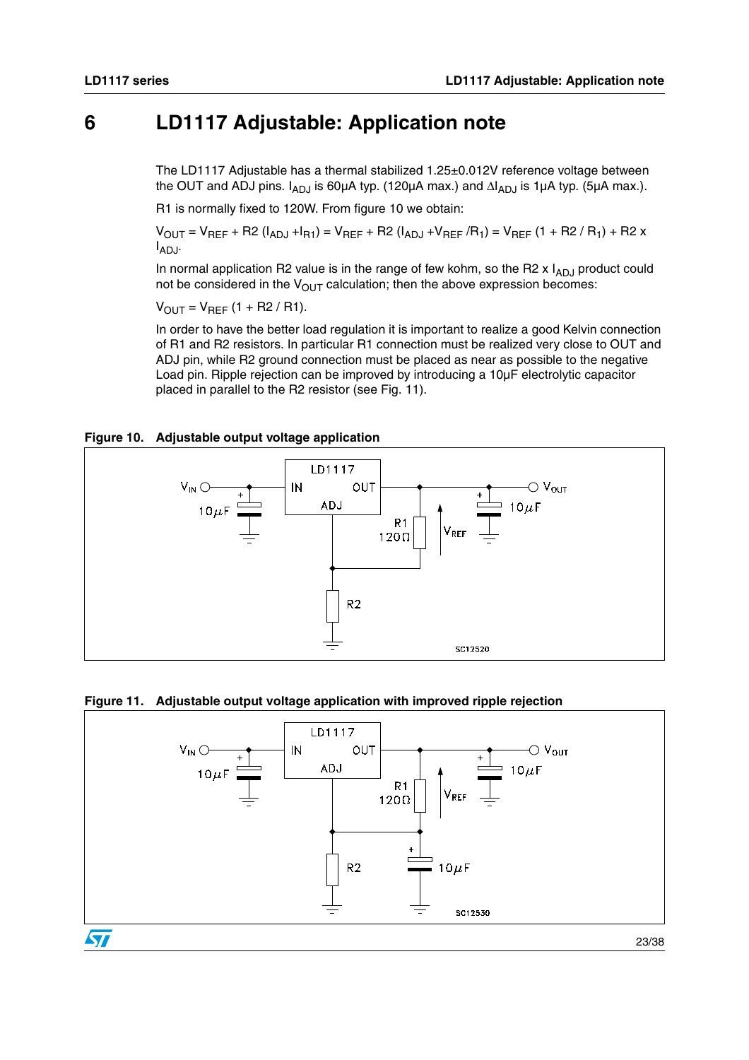# 6 LD1117 Adjustable: Application note

The LD1117 Adjustable has a thermal stabilized 1.25±0.012V reference voltage between the OUT and ADJ pins. $I_{ADJ}$ is 60µA typ. (120µA max.) and $\Delta I_{ADJ}$ is 1µA typ. (5µA max.).

R1 is normally fixed to 120W. From figure 10 we obtain:

$V_{OUT} = V_{REF} + R2\ (I_{ADJ} + I_{R1}) = V_{REF} + R2\ (I_{ADJ} + V_{REF} / R_1) = V_{REF}\ (1 + R2 / R_1) + R2 \times I_{ADJ}$.

In normal application R2 value is in the range of few kohm, so the R2 x $I_{ADJ}$ product could not be considered in the $V_{OUT}$ calculation; then the above expression becomes:

$V_{OUT} = V_{REF}\ (1 + R2 / R1)$.

In order to have the better load regulation it is important to realize a good Kelvin connection of R1 and R2 resistors. In particular R1 connection must be realized very close to OUT and ADJ pin, while R2 ground connection must be placed as near as possible to the negative Load pin. Ripple rejection can be improved by introducing a 10µF electrolytic capacitor placed in parallel to the R2 resistor (see Fig. 11).

**Figure 10. Adjustable output voltage application**

**Figure 11. Adjustable output voltage application with improved ripple rejection**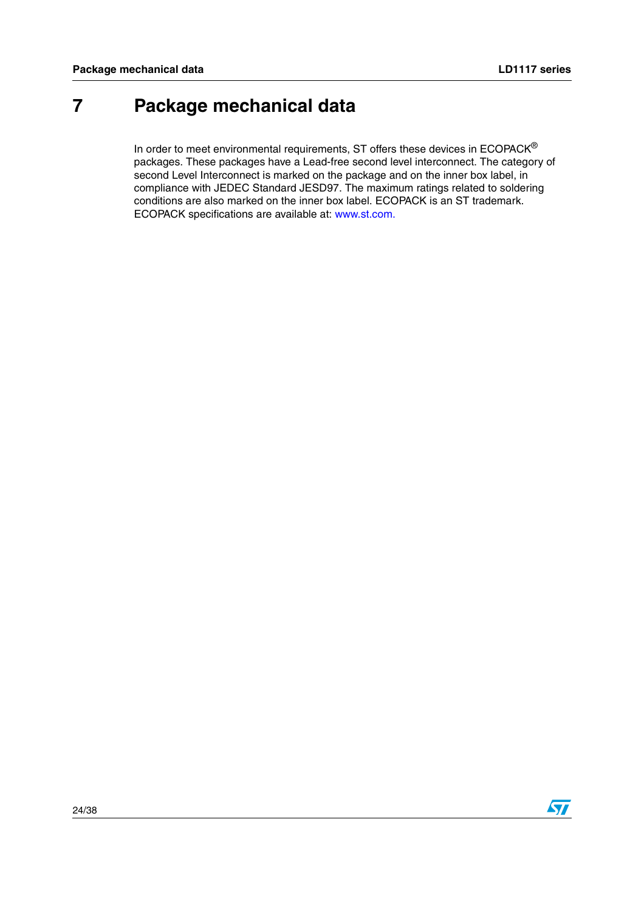# 7 Package mechanical data

In order to meet environmental requirements, ST offers these devices in ECOPACK® packages. These packages have a Lead-free second level interconnect. The category of second Level Interconnect is marked on the package and on the inner box label, in compliance with JEDEC Standard JESD97. The maximum ratings related to soldering conditions are also marked on the inner box label. ECOPACK is an ST trademark. ECOPACK specifications are available at: www.st.com.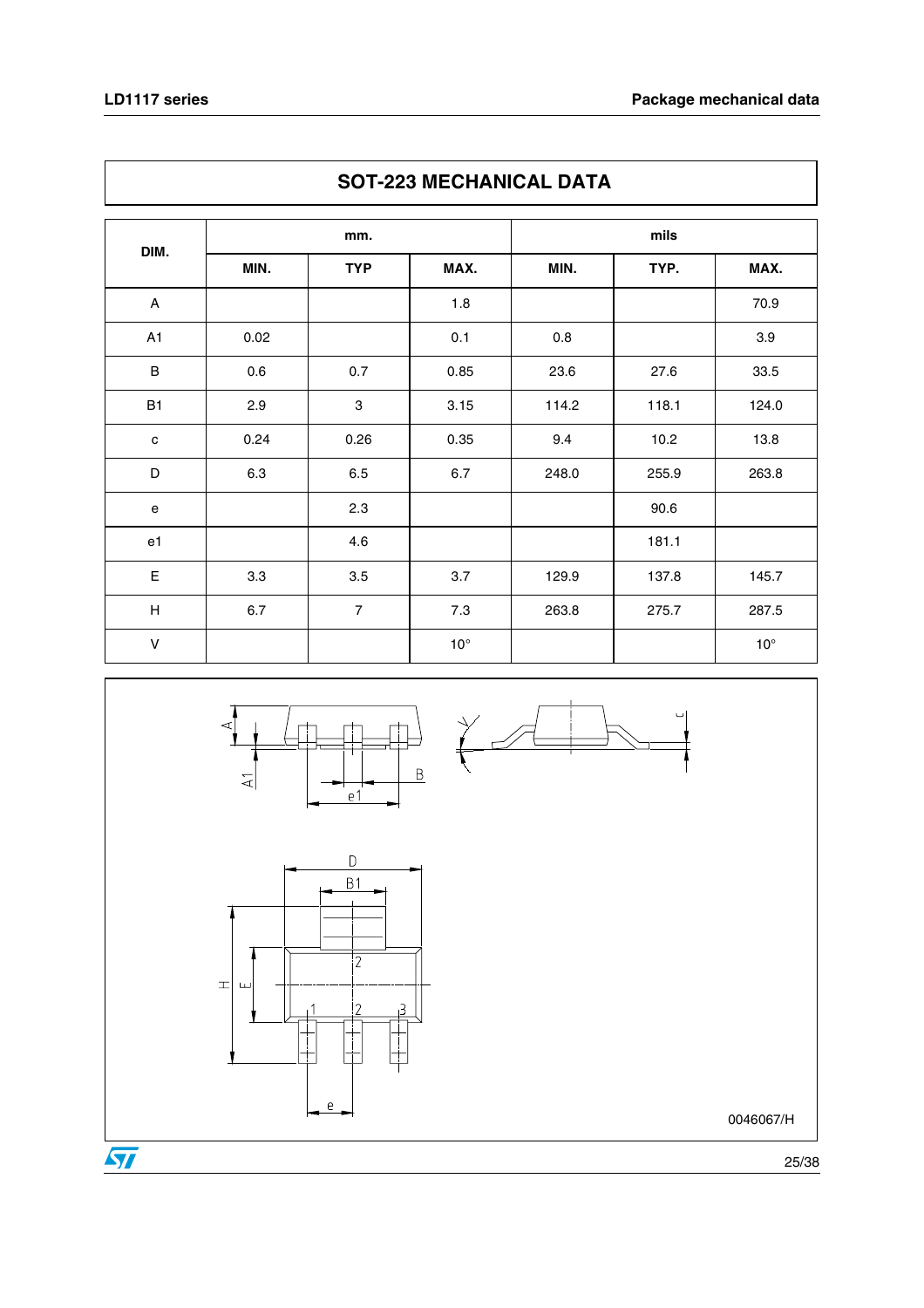## SOT-223 MECHANICAL DATA

| DIM. | mm. | | | mils | | |
|---|---|---|---|---|---|---|
| | MIN. | TYP | MAX. | MIN. | TYP. | MAX. |
| A | | | 1.8 | | | 70.9 |
| A1 | 0.02 | | 0.1 | 0.8 | | 3.9 |
| B | 0.6 | 0.7 | 0.85 | 23.6 | 27.6 | 33.5 |
| B1 | 2.9 | 3 | 3.15 | 114.2 | 118.1 | 124.0 |
| c | 0.24 | 0.26 | 0.35 | 9.4 | 10.2 | 13.8 |
| D | 6.3 | 6.5 | 6.7 | 248.0 | 255.9 | 263.8 |
| e | | 2.3 | | | 90.6 | |
| e1 | | 4.6 | | | 181.1 | |
| E | 3.3 | 3.5 | 3.7 | 129.9 | 137.8 | 145.7 |
| H | 6.7 | 7 | 7.3 | 263.8 | 275.7 | 287.5 |
| V | | | 10° | | | 10° |

0046067/H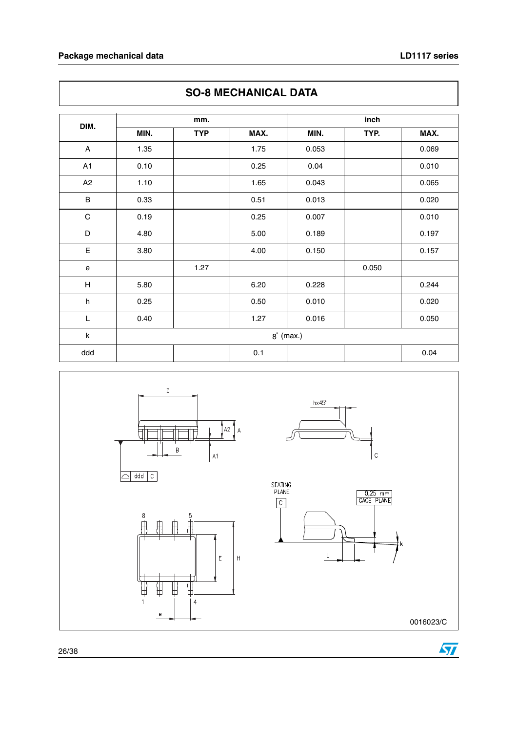## SO-8 MECHANICAL DATA

| DIM. | mm. | | | inch | | |
|---|---|---|---|---|---|---|
| | MIN. | TYP | MAX. | MIN. | TYP. | MAX. |
| A | 1.35 | | 1.75 | 0.053 | | 0.069 |
| A1 | 0.10 | | 0.25 | 0.04 | | 0.010 |
| A2 | 1.10 | | 1.65 | 0.043 | | 0.065 |
| B | 0.33 | | 0.51 | 0.013 | | 0.020 |
| C | 0.19 | | 0.25 | 0.007 | | 0.010 |
| D | 4.80 | | 5.00 | 0.189 | | 0.197 |
| E | 3.80 | | 4.00 | 0.150 | | 0.157 |
| e | | 1.27 | | | 0.050 | |
| H | 5.80 | | 6.20 | 0.228 | | 0.244 |
| h | 0.25 | | 0.50 | 0.010 | | 0.020 |
| L | 0.40 | | 1.27 | 0.016 | | 0.050 |
| k | 8° (max.) | | | | | |
| ddd | | | 0.1 | | | 0.04 |

0016023/C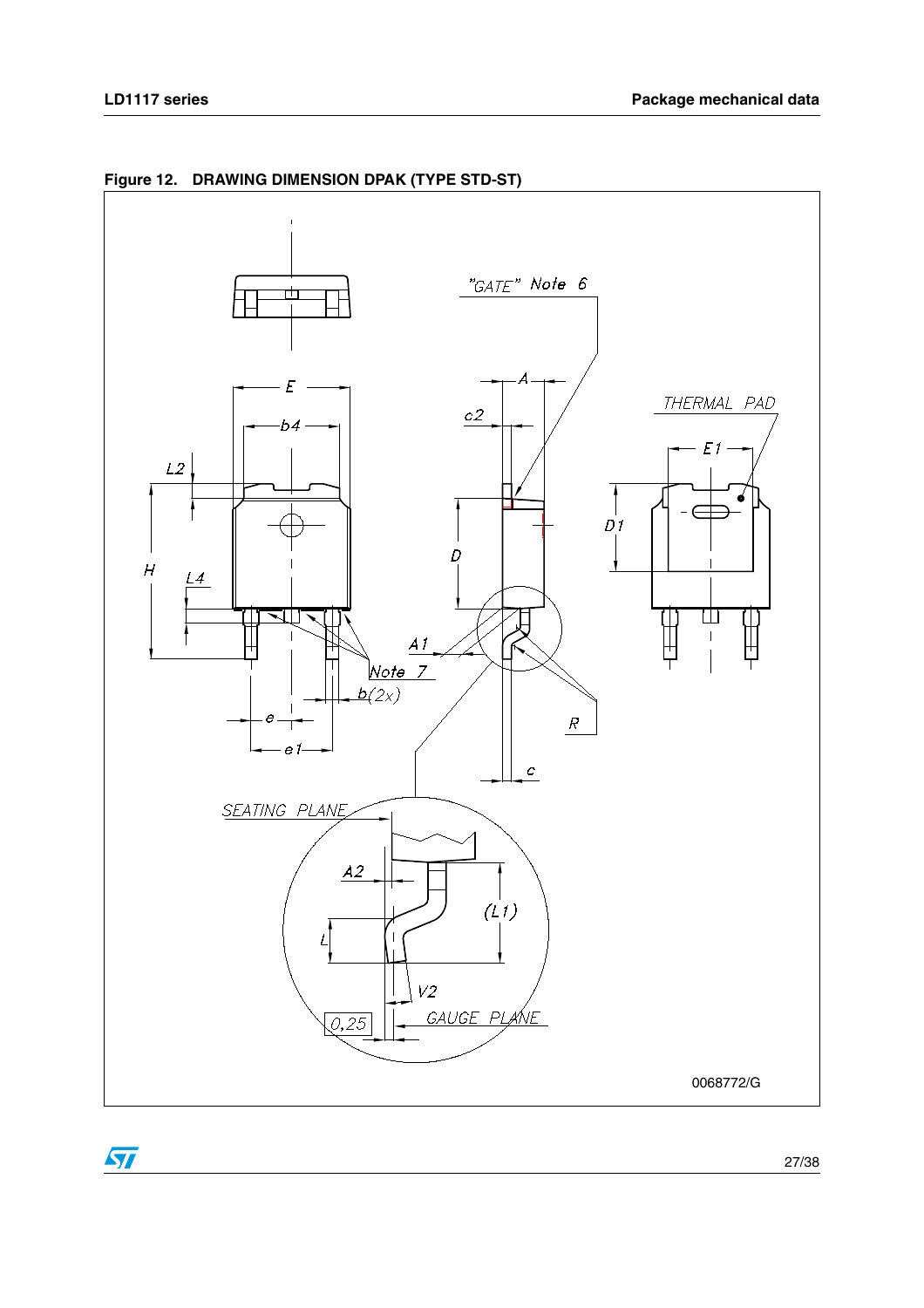**Figure 12. DRAWING DIMENSION DPAK (TYPE STD-ST)**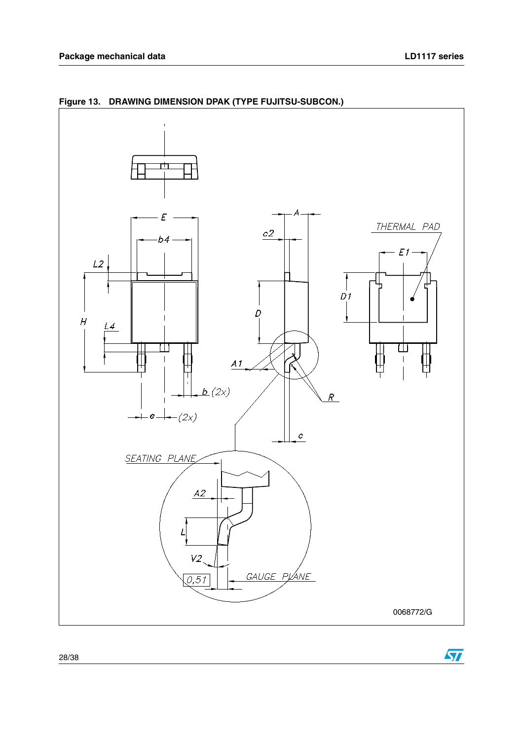**Figure 13. DRAWING DIMENSION DPAK (TYPE FUJITSU-SUBCON.)**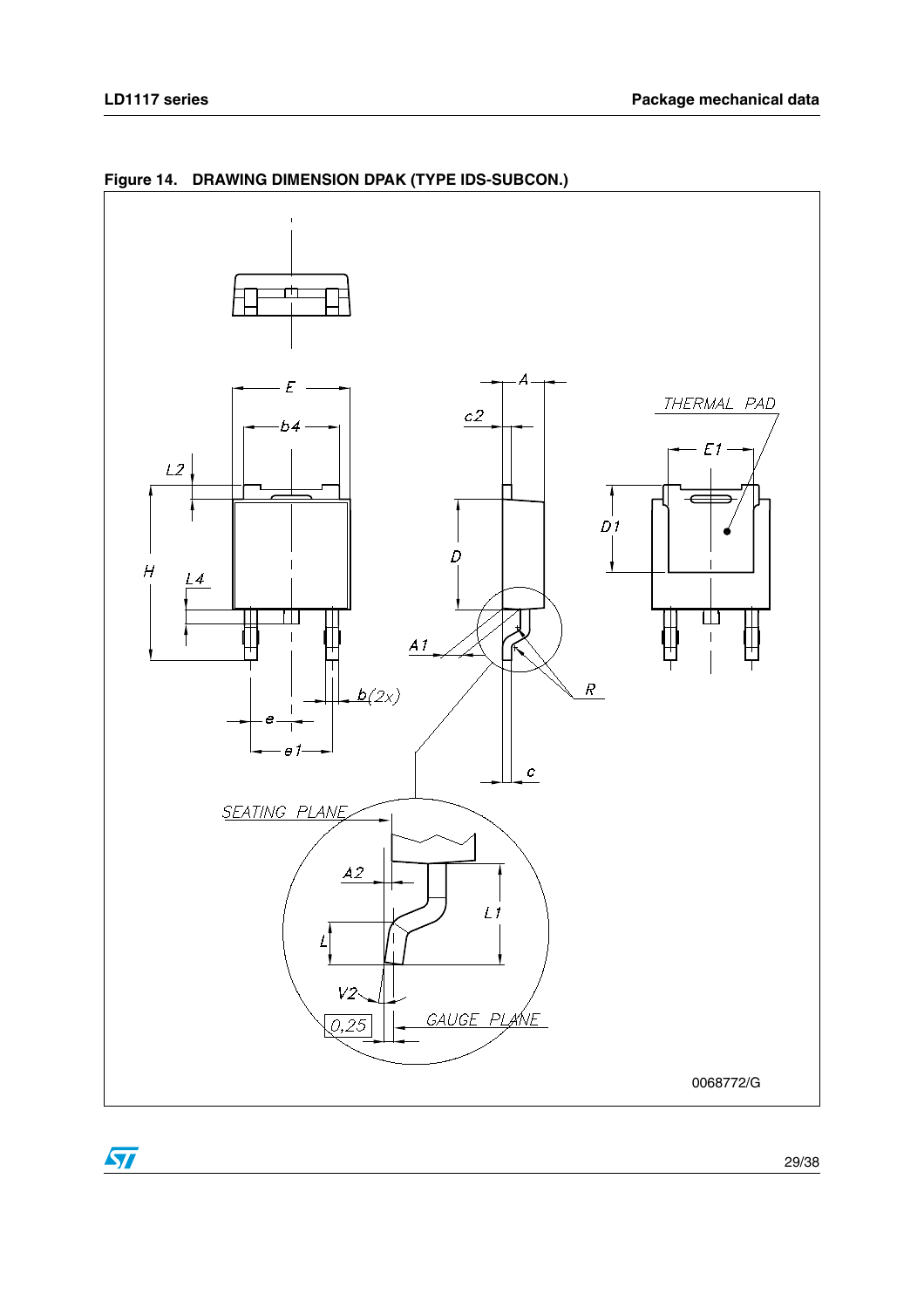**Figure 14. DRAWING DIMENSION DPAK (TYPE IDS-SUBCON.)**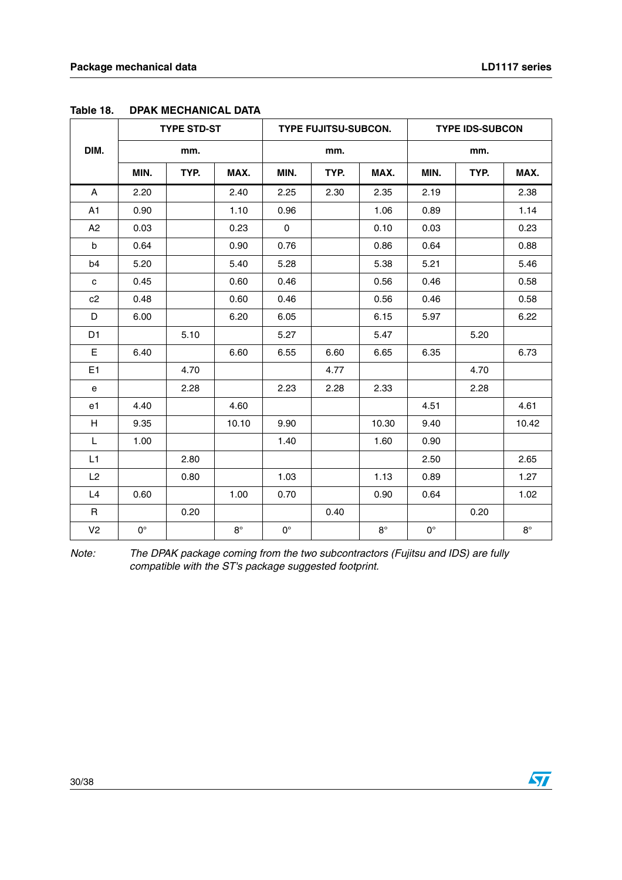Table 18. **DPAK MECHANICAL DATA**

| DIM. | TYPE STD-ST | | | TYPE FUJITSU-SUBCON. | | | TYPE IDS-SUBCON | | |
|---|---|---|---|---|---|---|---|---|---|
| | mm. | | | mm. | | | mm. | | |
| | MIN. | TYP. | MAX. | MIN. | TYP. | MAX. | MIN. | TYP. | MAX. |
| A | 2.20 | | 2.40 | 2.25 | 2.30 | 2.35 | 2.19 | | 2.38 |
| A1 | 0.90 | | 1.10 | 0.96 | | 1.06 | 0.89 | | 1.14 |
| A2 | 0.03 | | 0.23 | 0 | | 0.10 | 0.03 | | 0.23 |
| b | 0.64 | | 0.90 | 0.76 | | 0.86 | 0.64 | | 0.88 |
| b4 | 5.20 | | 5.40 | 5.28 | | 5.38 | 5.21 | | 5.46 |
| c | 0.45 | | 0.60 | 0.46 | | 0.56 | 0.46 | | 0.58 |
| c2 | 0.48 | | 0.60 | 0.46 | | 0.56 | 0.46 | | 0.58 |
| D | 6.00 | | 6.20 | 6.05 | | 6.15 | 5.97 | | 6.22 |
| D1 | | 5.10 | | 5.27 | | 5.47 | | 5.20 | |
| E | 6.40 | | 6.60 | 6.55 | 6.60 | 6.65 | 6.35 | | 6.73 |
| E1 | | 4.70 | | | 4.77 | | | 4.70 | |
| e | | 2.28 | | 2.23 | 2.28 | 2.33 | | 2.28 | |
| e1 | 4.40 | | 4.60 | | | | 4.51 | | 4.61 |
| H | 9.35 | | 10.10 | 9.90 | | 10.30 | 9.40 | | 10.42 |
| L | 1.00 | | | 1.40 | | 1.60 | 0.90 | | |
| L1 | | 2.80 | | | | | 2.50 | | 2.65 |
| L2 | | 0.80 | | 1.03 | | 1.13 | 0.89 | | 1.27 |
| L4 | 0.60 | | 1.00 | 0.70 | | 0.90 | 0.64 | | 1.02 |
| R | | 0.20 | | | 0.40 | | | 0.20 | |
| V2 | 0° | | 8° | 0° | | 8° | 0° | | 8° |

Note: *The DPAK package coming from the two subcontractors (Fujitsu and IDS) are fully compatible with the ST's package suggested footprint.*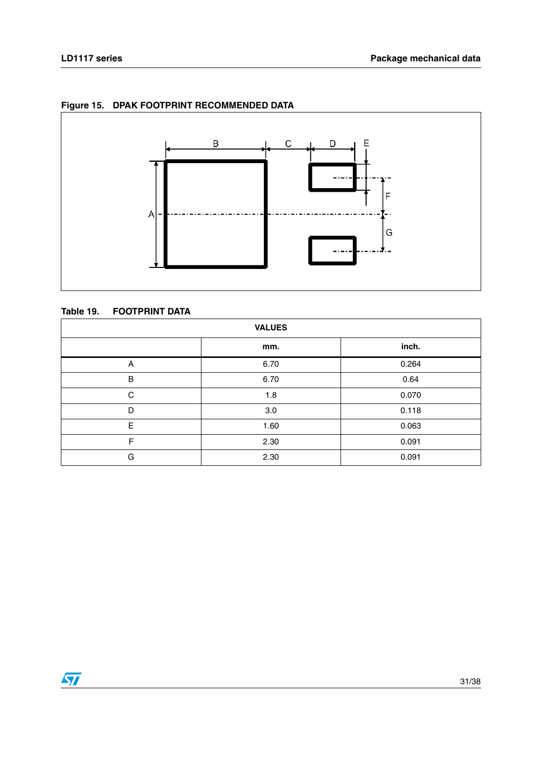**Figure 15. DPAK FOOTPRINT RECOMMENDED DATA**

**Table 19. FOOTPRINT DATA**

| VALUES | | |
|---|---|---|
| | **mm.** | **inch.** |
| A | 6.70 | 0.264 |
| B | 6.70 | 0.64 |
| C | 1.8 | 0.070 |
| D | 3.0 | 0.118 |
| E | 1.60 | 0.063 |
| F | 2.30 | 0.091 |
| G | 2.30 | 0.091 |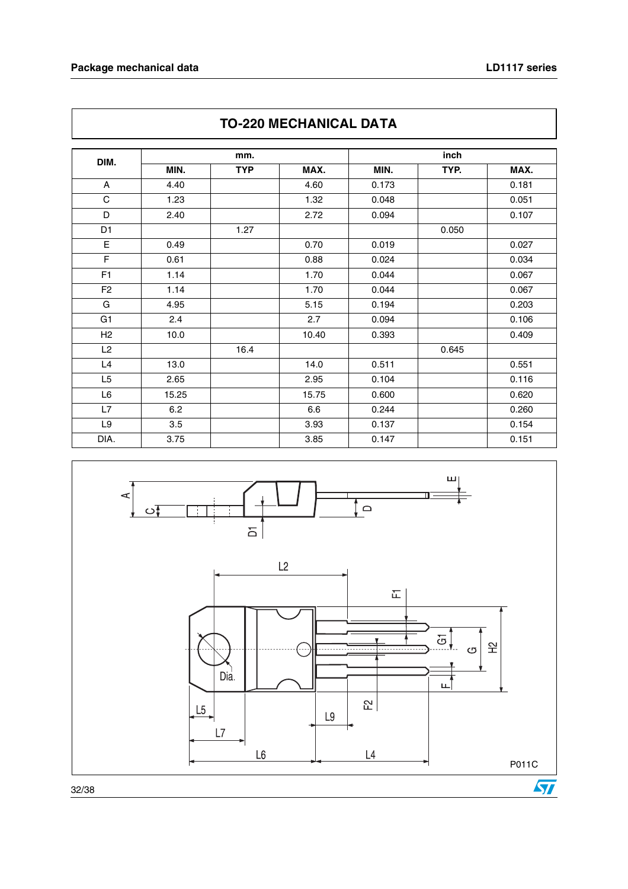## TO-220 MECHANICAL DATA

| DIM. | mm. | | | inch | | |
|---|---|---|---|---|---|---|
| | MIN. | TYP | MAX. | MIN. | TYP. | MAX. |
| A | 4.40 | | 4.60 | 0.173 | | 0.181 |
| C | 1.23 | | 1.32 | 0.048 | | 0.051 |
| D | 2.40 | | 2.72 | 0.094 | | 0.107 |
| D1 | | 1.27 | | | 0.050 | |
| E | 0.49 | | 0.70 | 0.019 | | 0.027 |
| F | 0.61 | | 0.88 | 0.024 | | 0.034 |
| F1 | 1.14 | | 1.70 | 0.044 | | 0.067 |
| F2 | 1.14 | | 1.70 | 0.044 | | 0.067 |
| G | 4.95 | | 5.15 | 0.194 | | 0.203 |
| G1 | 2.4 | | 2.7 | 0.094 | | 0.106 |
| H2 | 10.0 | | 10.40 | 0.393 | | 0.409 |
| L2 | | 16.4 | | | 0.645 | |
| L4 | 13.0 | | 14.0 | 0.511 | | 0.551 |
| L5 | 2.65 | | 2.95 | 0.104 | | 0.116 |
| L6 | 15.25 | | 15.75 | 0.600 | | 0.620 |
| L7 | 6.2 | | 6.6 | 0.244 | | 0.260 |
| L9 | 3.5 | | 3.93 | 0.137 | | 0.154 |
| DIA. | 3.75 | | 3.85 | 0.147 | | 0.151 |

P011C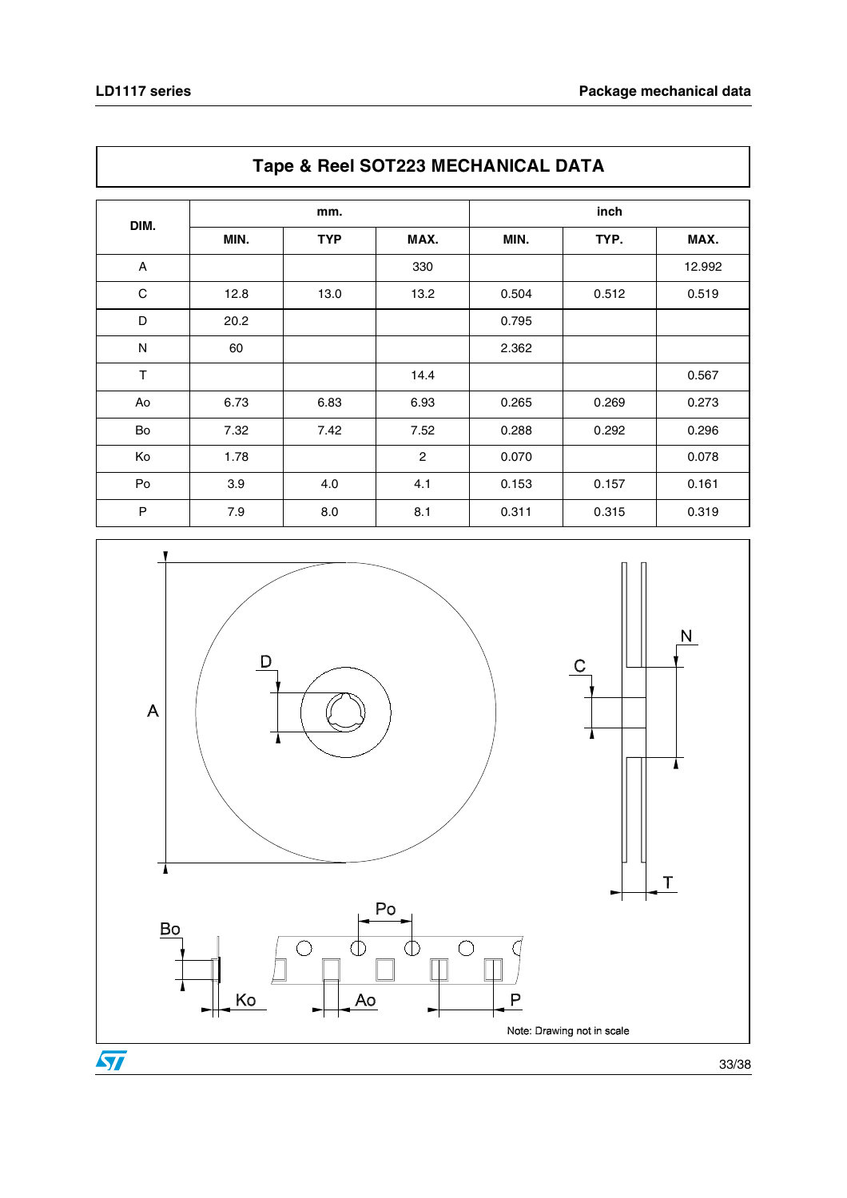## Tape & Reel SOT223 MECHANICAL DATA

| DIM. | mm. | | | inch | | |
|---|---|---|---|---|---|---|
| | MIN. | TYP | MAX. | MIN. | TYP. | MAX. |
| A | | | 330 | | | 12.992 |
| C | 12.8 | 13.0 | 13.2 | 0.504 | 0.512 | 0.519 |
| D | 20.2 | | | 0.795 | | |
| N | 60 | | | 2.362 | | |
| T | | | 14.4 | | | 0.567 |
| Ao | 6.73 | 6.83 | 6.93 | 0.265 | 0.269 | 0.273 |
| Bo | 7.32 | 7.42 | 7.52 | 0.288 | 0.292 | 0.296 |
| Ko | 1.78 | | 2 | 0.070 | | 0.078 |
| Po | 3.9 | 4.0 | 4.1 | 0.153 | 0.157 | 0.161 |
| P | 7.9 | 8.0 | 8.1 | 0.311 | 0.315 | 0.319 |

Note: Drawing not in scale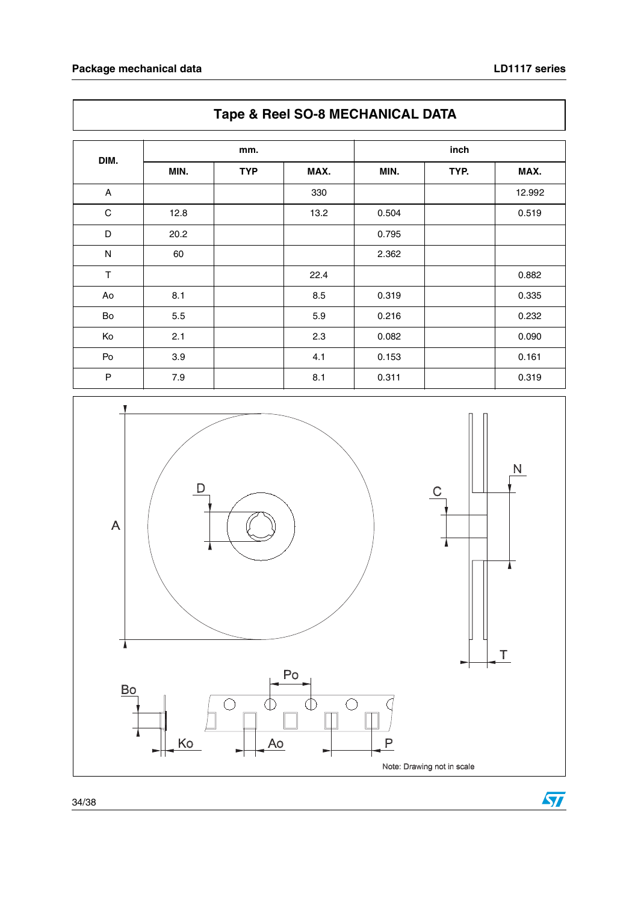## Tape & Reel SO-8 MECHANICAL DATA

| DIM. | mm. | | | inch | | |
|---|---|---|---|---|---|---|
| | MIN. | TYP | MAX. | MIN. | TYP. | MAX. |
| A | | | 330 | | | 12.992 |
| C | 12.8 | | 13.2 | 0.504 | | 0.519 |
| D | 20.2 | | | 0.795 | | |
| N | 60 | | | 2.362 | | |
| T | | | 22.4 | | | 0.882 |
| Ao | 8.1 | | 8.5 | 0.319 | | 0.335 |
| Bo | 5.5 | | 5.9 | 0.216 | | 0.232 |
| Ko | 2.1 | | 2.3 | 0.082 | | 0.090 |
| Po | 3.9 | | 4.1 | 0.153 | | 0.161 |
| P | 7.9 | | 8.1 | 0.311 | | 0.319 |

Note: Drawing not in scale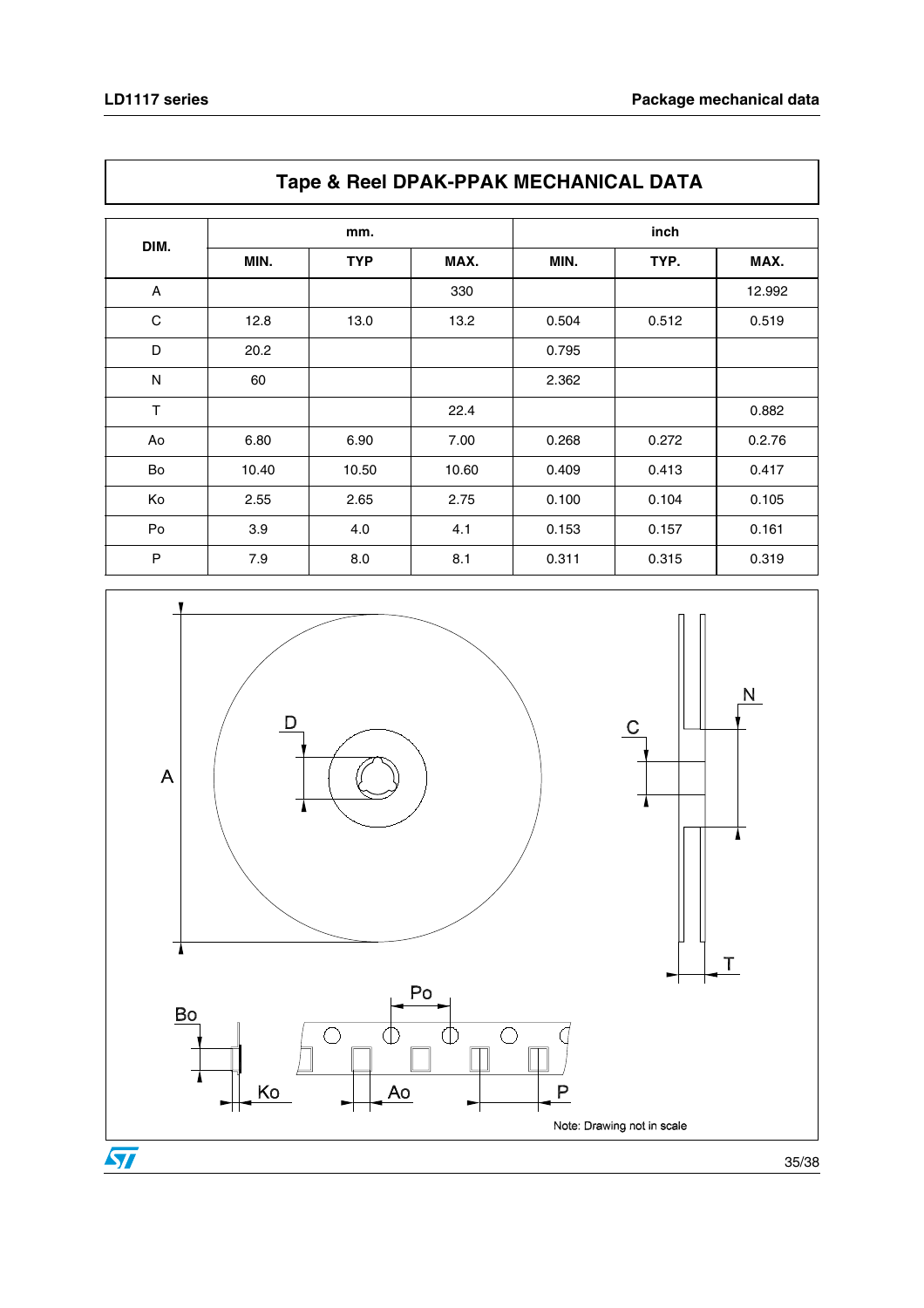## Tape & Reel DPAK-PPAK MECHANICAL DATA

| DIM. | mm. | | | inch | | |
|---|---|---|---|---|---|---|
| | MIN. | TYP | MAX. | MIN. | TYP. | MAX. |
| A | | | 330 | | | 12.992 |
| C | 12.8 | 13.0 | 13.2 | 0.504 | 0.512 | 0.519 |
| D | 20.2 | | | 0.795 | | |
| N | 60 | | | 2.362 | | |
| T | | | 22.4 | | | 0.882 |
| Ao | 6.80 | 6.90 | 7.00 | 0.268 | 0.272 | 0.2.76 |
| Bo | 10.40 | 10.50 | 10.60 | 0.409 | 0.413 | 0.417 |
| Ko | 2.55 | 2.65 | 2.75 | 0.100 | 0.104 | 0.105 |
| Po | 3.9 | 4.0 | 4.1 | 0.153 | 0.157 | 0.161 |
| P | 7.9 | 8.0 | 8.1 | 0.311 | 0.315 | 0.319 |

Note: Drawing not in scale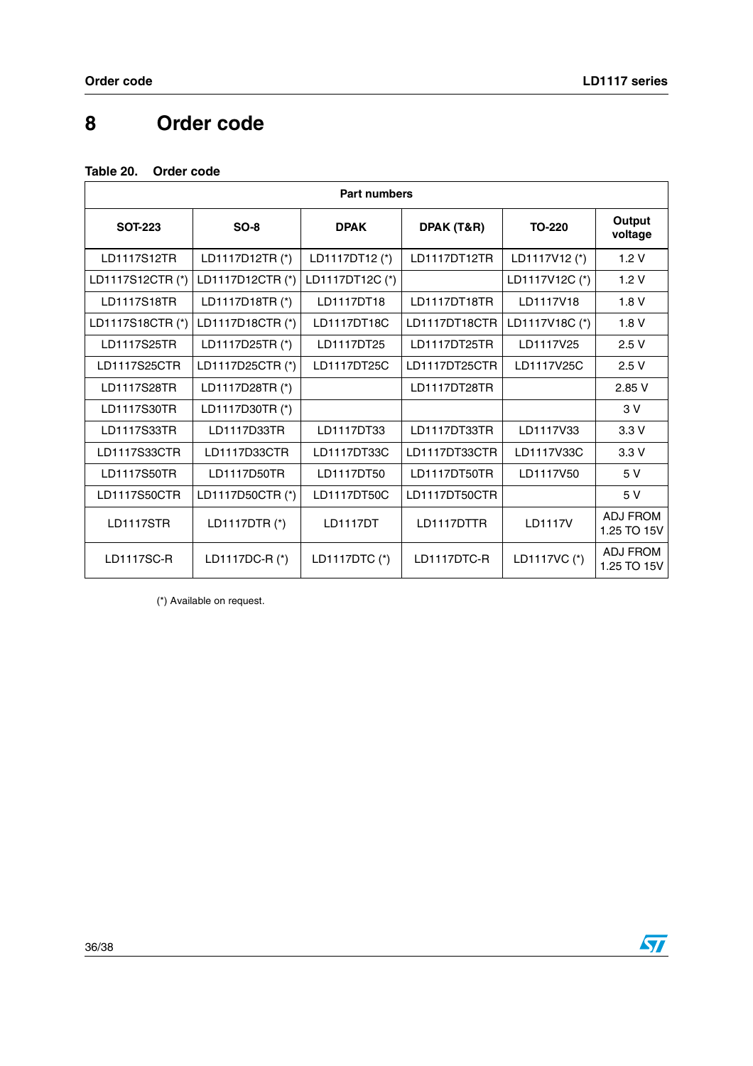# 8 Order code

**Table 20. Order code**

| Part numbers | | | | | |
|---|---|---|---|---|---|
| **SOT-223** | **SO-8** | **DPAK** | **DPAK (T&R)** | **TO-220** | **Output voltage** |
| LD1117S12TR | LD1117D12TR (*) | LD1117DT12 (*) | LD1117DT12TR | LD1117V12 (*) | 1.2 V |
| LD1117S12CTR (*) | LD1117D12CTR (*) | LD1117DT12C (*) | | LD1117V12C (*) | 1.2 V |
| LD1117S18TR | LD1117D18TR (*) | LD1117DT18 | LD1117DT18TR | LD1117V18 | 1.8 V |
| LD1117S18CTR (*) | LD1117D18CTR (*) | LD1117DT18C | LD1117DT18CTR | LD1117V18C (*) | 1.8 V |
| LD1117S25TR | LD1117D25TR (*) | LD1117DT25 | LD1117DT25TR | LD1117V25 | 2.5 V |
| LD1117S25CTR | LD1117D25CTR (*) | LD1117DT25C | LD1117DT25CTR | LD1117V25C | 2.5 V |
| LD1117S28TR | LD1117D28TR (*) | | LD1117DT28TR | | 2.85 V |
| LD1117S30TR | LD1117D30TR (*) | | | | 3 V |
| LD1117S33TR | LD1117D33TR | LD1117DT33 | LD1117DT33TR | LD1117V33 | 3.3 V |
| LD1117S33CTR | LD1117D33CTR | LD1117DT33C | LD1117DT33CTR | LD1117V33C | 3.3 V |
| LD1117S50TR | LD1117D50TR | LD1117DT50 | LD1117DT50TR | LD1117V50 | 5 V |
| LD1117S50CTR | LD1117D50CTR (*) | LD1117DT50C | LD1117DT50CTR | | 5 V |
| LD1117STR | LD1117DTR (*) | LD1117DT | LD1117DTTR | LD1117V | ADJ FROM 1.25 TO 15V |
| LD1117SC-R | LD1117DC-R (*) | LD1117DTC (*) | LD1117DTC-R | LD1117VC (*) | ADJ FROM 1.25 TO 15V |

(*) Available on request.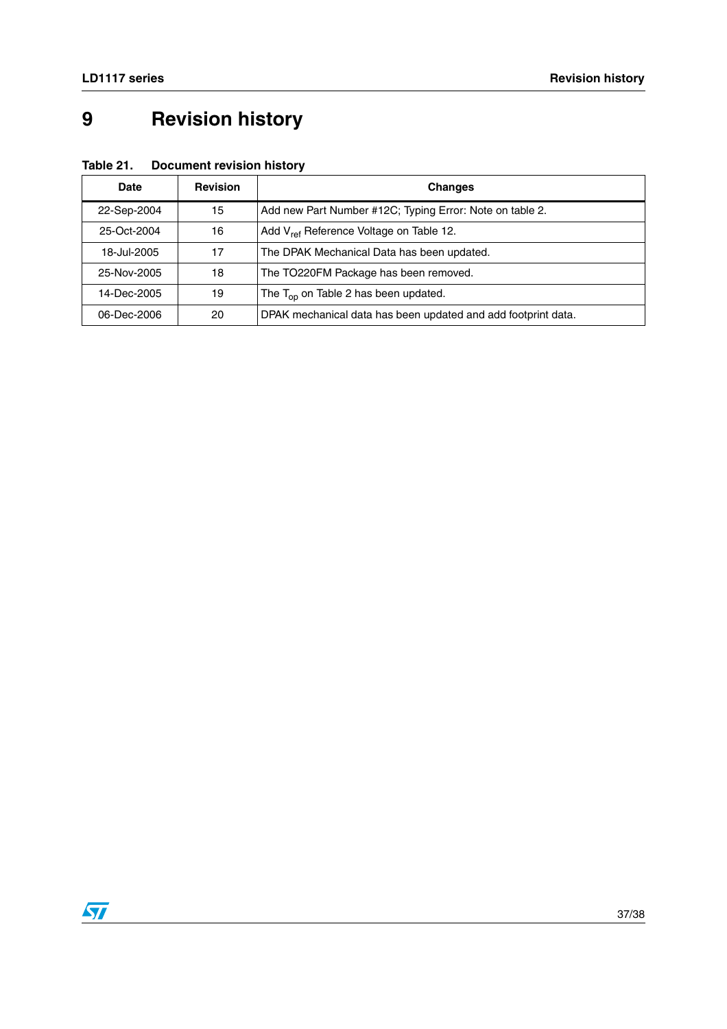# 9 Revision history

**Table 21. Document revision history**

| Date | Revision | Changes |
|---|---|---|
| 22-Sep-2004 | 15 | Add new Part Number #12C; Typing Error: Note on table 2. |
| 25-Oct-2004 | 16 | Add $V_{ref}$ Reference Voltage on Table 12. |
| 18-Jul-2005 | 17 | The DPAK Mechanical Data has been updated. |
| 25-Nov-2005 | 18 | The TO220FM Package has been removed. |
| 14-Dec-2005 | 19 | The $T_{op}$ on Table 2 has been updated. |
| 06-Dec-2006 | 20 | DPAK mechanical data has been updated and add footprint data. |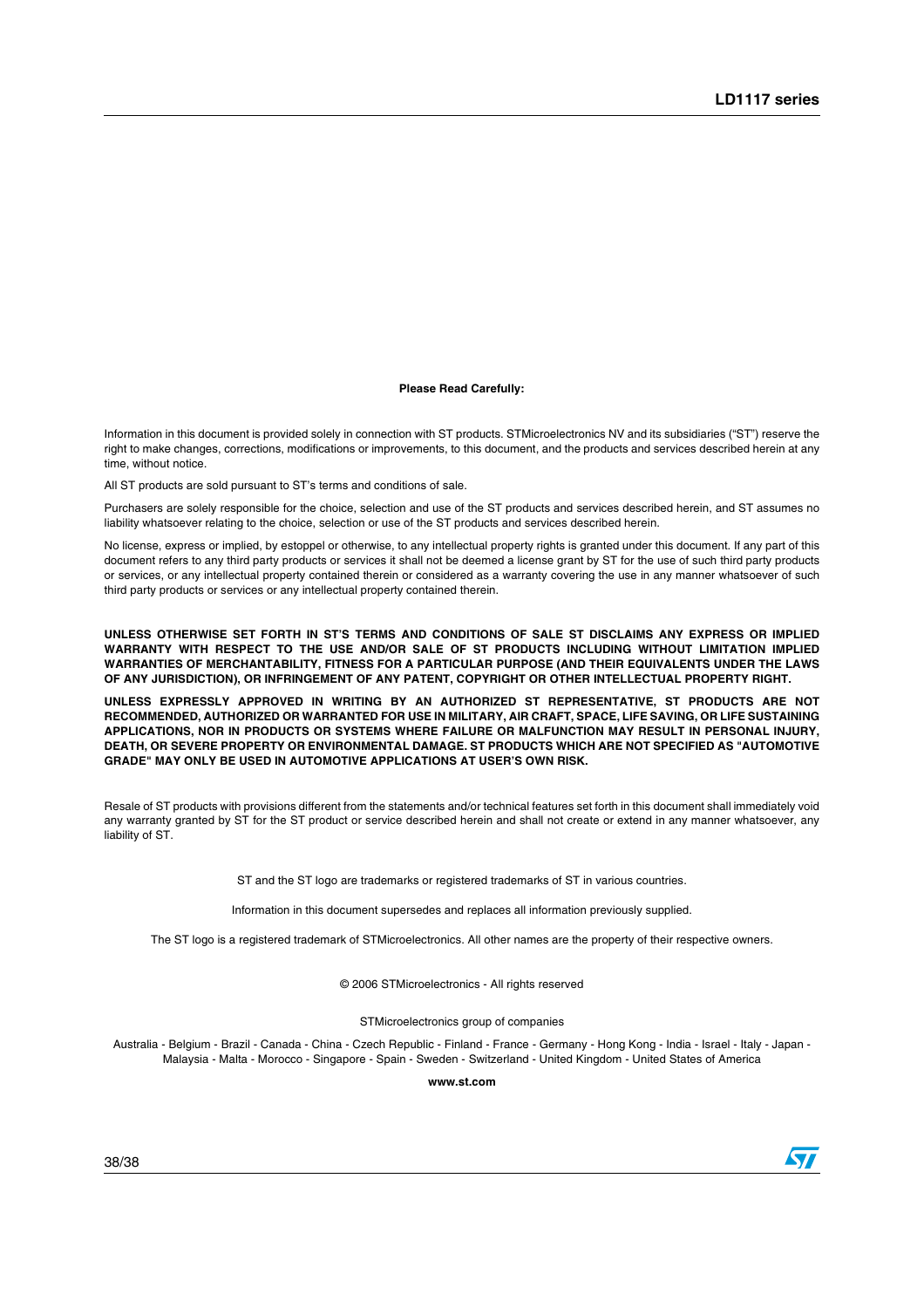**Please Read Carefully:**

Information in this document is provided solely in connection with ST products. STMicroelectronics NV and its subsidiaries (“ST”) reserve the right to make changes, corrections, modifications or improvements, to this document, and the products and services described herein at any time, without notice.

All ST products are sold pursuant to ST’s terms and conditions of sale.

Purchasers are solely responsible for the choice, selection and use of the ST products and services described herein, and ST assumes no liability whatsoever relating to the choice, selection or use of the ST products and services described herein.

No license, express or implied, by estoppel or otherwise, to any intellectual property rights is granted under this document. If any part of this document refers to any third party products or services it shall not be deemed a license grant by ST for the use of such third party products or services, or any intellectual property contained therein or considered as a warranty covering the use in any manner whatsoever of such third party products or services or any intellectual property contained therein.

**UNLESS OTHERWISE SET FORTH IN ST’S TERMS AND CONDITIONS OF SALE ST DISCLAIMS ANY EXPRESS OR IMPLIED WARRANTY WITH RESPECT TO THE USE AND/OR SALE OF ST PRODUCTS INCLUDING WITHOUT LIMITATION IMPLIED WARRANTIES OF MERCHANTABILITY, FITNESS FOR A PARTICULAR PURPOSE (AND THEIR EQUIVALENTS UNDER THE LAWS OF ANY JURISDICTION), OR INFRINGEMENT OF ANY PATENT, COPYRIGHT OR OTHER INTELLECTUAL PROPERTY RIGHT.**

**UNLESS EXPRESSLY APPROVED IN WRITING BY AN AUTHORIZED ST REPRESENTATIVE, ST PRODUCTS ARE NOT RECOMMENDED, AUTHORIZED OR WARRANTED FOR USE IN MILITARY, AIR CRAFT, SPACE, LIFE SAVING, OR LIFE SUSTAINING APPLICATIONS, NOR IN PRODUCTS OR SYSTEMS WHERE FAILURE OR MALFUNCTION MAY RESULT IN PERSONAL INJURY, DEATH, OR SEVERE PROPERTY OR ENVIRONMENTAL DAMAGE. ST PRODUCTS WHICH ARE NOT SPECIFIED AS "AUTOMOTIVE GRADE" MAY ONLY BE USED IN AUTOMOTIVE APPLICATIONS AT USER’S OWN RISK.**

Resale of ST products with provisions different from the statements and/or technical features set forth in this document shall immediately void any warranty granted by ST for the ST product or service described herein and shall not create or extend in any manner whatsoever, any liability of ST.

ST and the ST logo are trademarks or registered trademarks of ST in various countries.

Information in this document supersedes and replaces all information previously supplied.

The ST logo is a registered trademark of STMicroelectronics. All other names are the property of their respective owners.

© 2006 STMicroelectronics - All rights reserved

STMicroelectronics group of companies

Australia - Belgium - Brazil - Canada - China - Czech Republic - Finland - France - Germany - Hong Kong - India - Israel - Italy - Japan - Malaysia - Malta - Morocco - Singapore - Spain - Sweden - Switzerland - United Kingdom - United States of America

**www.st.com**